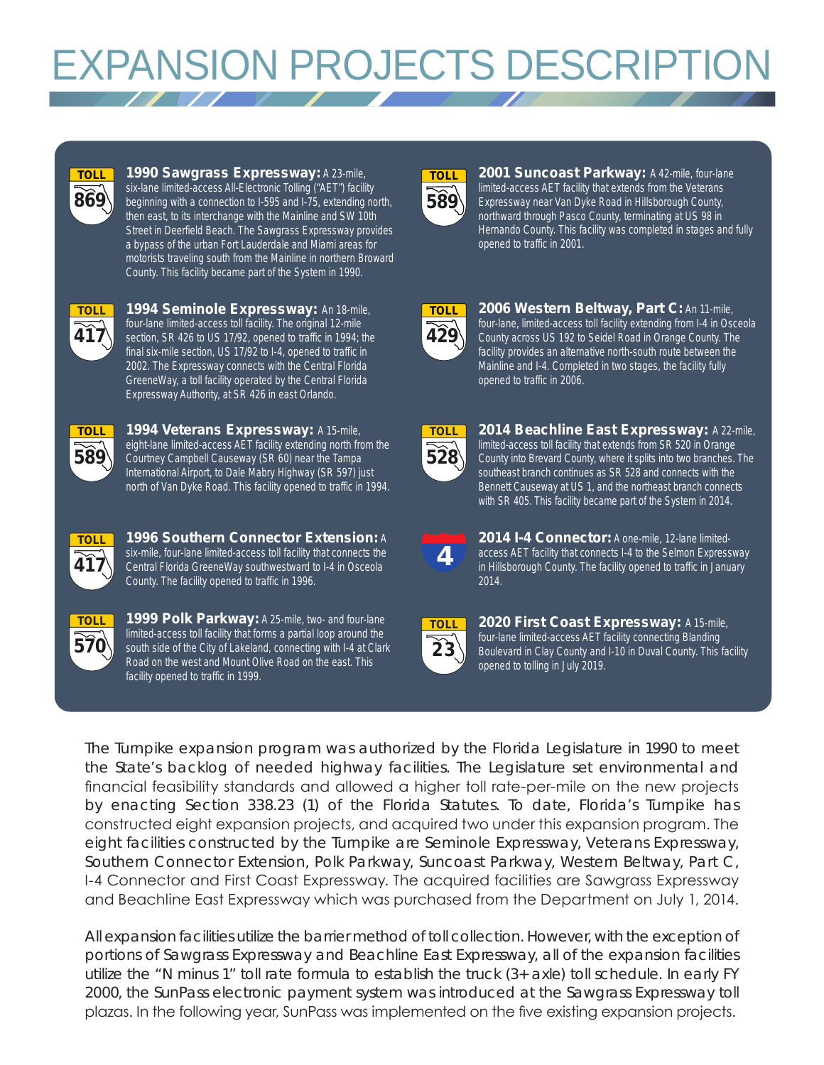# EXPANSION PROJECTS DESCRIPTION

TOLL 869

**1990 Sawgrass Expressway:** A 23-mile, six-lane limited-access All-Electronic Tolling ("AET") facility beginning with a connection to I-595 and I-75, extending north, then east, to its interchange with the Mainline and SW 10th Street in Deerfield Beach. The Sawgrass Expressway provides a bypass of the urban Fort Lauderdale and Miami areas for motorists traveling south from the Mainline in northern Broward County. This facility became part of the System in 1990.

TOLL 417

**1994 Seminole Expressway:** An 18-mile, four-lane limited-access toll facility. The original 12-mile section, SR 426 to US 17/92, opened to traffic in 1994; the final six-mile section, US 17/92 to I-4, opened to traffic in 2002. The Expressway connects with the Central Florida GreeneWay, a toll facility operated by the Central Florida Expressway Authority, at SR 426 in east Orlando.

TOLL 589

**1994 Veterans Expressway:** A 15-mile, eight-lane limited-access AET facility extending north from the Courtney Campbell Causeway (SR 60) near the Tampa International Airport, to Dale Mabry Highway (SR 597) just north of Van Dyke Road. This facility opened to traffic in 1994.

TOLL 417

**1996 Southern Connector Extension:** A six-mile, four-lane limited-access toll facility that connects the Central Florida GreeneWay southwestward to I-4 in Osceola County. The facility opened to traffic in 1996.

TOLL 570

**1999 Polk Parkway:** A 25-mile, two- and four-lane limited-access toll facility that forms a partial loop around the south side of the City of Lakeland, connecting with I-4 at Clark Road on the west and Mount Olive Road on the east. This facility opened to traffic in 1999.

TOLL 589

**2001 Suncoast Parkway:** A 42-mile, four-lane limited-access AET facility that extends from the Veterans Expressway near Van Dyke Road in Hillsborough County, northward through Pasco County, terminating at US 98 in Hernando County. This facility was completed in stages and fully opened to traffic in 2001.

TOLL 429

**2006 Western Beltway, Part C:** An 11-mile, four-lane, limited-access toll facility extending from I-4 in Osceola County across US 192 to Seidel Road in Orange County. The facility provides an alternative north-south route between the Mainline and I-4. Completed in two stages, the facility fully opened to traffic in 2006.

TOLL 528

**2014 Beachline East Expressway:** A 22-mile, limited-access toll facility that extends from SR 520 in Orange County into Brevard County, where it splits into two branches. The southeast branch continues as SR 528 and connects with the Bennett Causeway at US 1, and the northeast branch connects with SR 405. This facility became part of the System in 2014.

4

**2014 I-4 Connector:** A one-mile, 12-lane limited-access AET facility that connects I-4 to the Selmon Expressway in Hillsborough County. The facility opened to traffic in January 2014.

TOLL 23

**2020 First Coast Expressway:** A 15-mile, four-lane limited-access AET facility connecting Blanding Boulevard in Clay County and I-10 in Duval County. This facility opened to tolling in July 2019.

The Turnpike expansion program was authorized by the Florida Legislature in 1990 to meet the State's backlog of needed highway facilities. The Legislature set environmental and financial feasibility standards and allowed a higher toll rate-per-mile on the new projects by enacting Section 338.23 (1) of the Florida Statutes. To date, Florida's Turnpike has constructed eight expansion projects, and acquired two under this expansion program. The eight facilities constructed by the Turnpike are Seminole Expressway, Veterans Expressway, Southern Connector Extension, Polk Parkway, Suncoast Parkway, Western Beltway, Part C, I-4 Connector and First Coast Expressway. The acquired facilities are Sawgrass Expressway and Beachline East Expressway which was purchased from the Department on July 1, 2014.

All expansion facilities utilize the barrier method of toll collection. However, with the exception of portions of Sawgrass Expressway and Beachline East Expressway, all of the expansion facilities utilize the "N minus 1" toll rate formula to establish the truck (3+ axle) toll schedule. In early FY 2000, the SunPass electronic payment system was introduced at the Sawgrass Expressway toll plazas. In the following year, SunPass was implemented on the five existing expansion projects.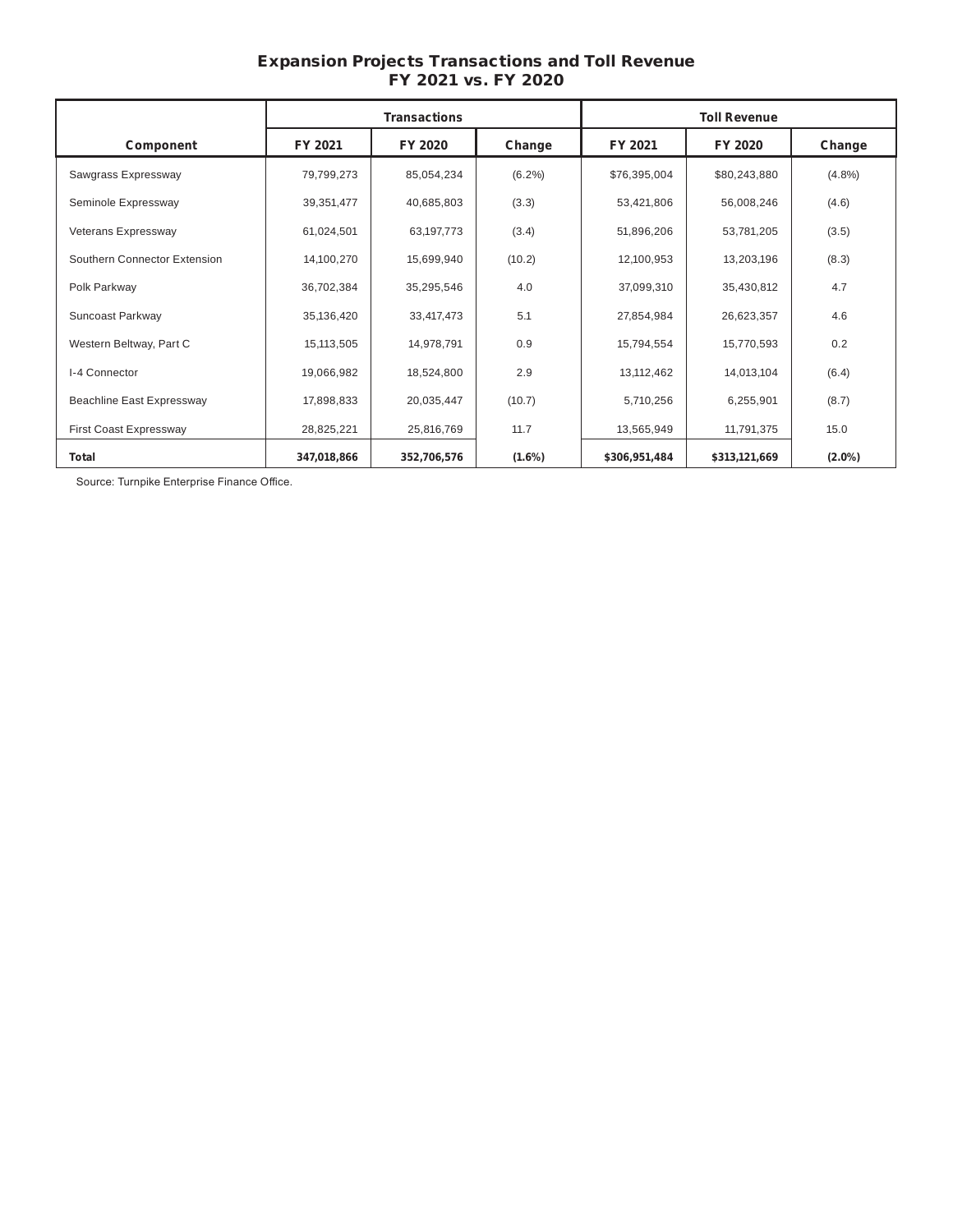# Expansion Projects Transactions and Toll Revenue
## FY 2021 vs. FY 2020

| | Transactions | | | Toll Revenue | | |
|---|---|---|---|---|---|---|
| **Component** | **FY 2021** | **FY 2020** | **Change** | **FY 2021** | **FY 2020** | **Change** |
| Sawgrass Expressway | 79,799,273 | 85,054,234 | (6.2%) | $76,395,004 | $80,243,880 | (4.8%) |
| Seminole Expressway | 39,351,477 | 40,685,803 | (3.3) | 53,421,806 | 56,008,246 | (4.6) |
| Veterans Expressway | 61,024,501 | 63,197,773 | (3.4) | 51,896,206 | 53,781,205 | (3.5) |
| Southern Connector Extension | 14,100,270 | 15,699,940 | (10.2) | 12,100,953 | 13,203,196 | (8.3) |
| Polk Parkway | 36,702,384 | 35,295,546 | 4.0 | 37,099,310 | 35,430,812 | 4.7 |
| Suncoast Parkway | 35,136,420 | 33,417,473 | 5.1 | 27,854,984 | 26,623,357 | 4.6 |
| Western Beltway, Part C | 15,113,505 | 14,978,791 | 0.9 | 15,794,554 | 15,770,593 | 0.2 |
| I-4 Connector | 19,066,982 | 18,524,800 | 2.9 | 13,112,462 | 14,013,104 | (6.4) |
| Beachline East Expressway | 17,898,833 | 20,035,447 | (10.7) | 5,710,256 | 6,255,901 | (8.7) |
| First Coast Expressway | 28,825,221 | 25,816,769 | 11.7 | 13,565,949 | 11,791,375 | 15.0 |
| **Total** | **347,018,866** | **352,706,576** | **(1.6%)** | **$306,951,484** | **$313,121,669** | **(2.0%)** |

Source: Turnpike Enterprise Finance Office.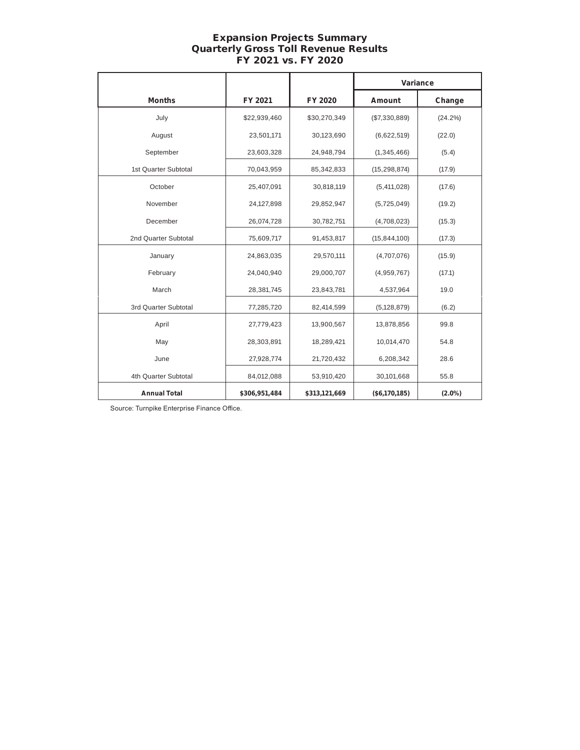# Expansion Projects Summary
## Quarterly Gross Toll Revenue Results
## FY 2021 vs. FY 2020

| Months | FY 2021 | FY 2020 | Variance | |
|---|---|---|---|---|
| | | | Amount | Change |
| July | $22,939,460 | $30,270,349 | ($7,330,889) | (24.2%) |
| August | 23,501,171 | 30,123,690 | (6,622,519) | (22.0) |
| September | 23,603,328 | 24,948,794 | (1,345,466) | (5.4) |
| 1st Quarter Subtotal | 70,043,959 | 85,342,833 | (15,298,874) | (17.9) |
| October | 25,407,091 | 30,818,119 | (5,411,028) | (17.6) |
| November | 24,127,898 | 29,852,947 | (5,725,049) | (19.2) |
| December | 26,074,728 | 30,782,751 | (4,708,023) | (15.3) |
| 2nd Quarter Subtotal | 75,609,717 | 91,453,817 | (15,844,100) | (17.3) |
| January | 24,863,035 | 29,570,111 | (4,707,076) | (15.9) |
| February | 24,040,940 | 29,000,707 | (4,959,767) | (17.1) |
| March | 28,381,745 | 23,843,781 | 4,537,964 | 19.0 |
| 3rd Quarter Subtotal | 77,285,720 | 82,414,599 | (5,128,879) | (6.2) |
| April | 27,779,423 | 13,900,567 | 13,878,856 | 99.8 |
| May | 28,303,891 | 18,289,421 | 10,014,470 | 54.8 |
| June | 27,928,774 | 21,720,432 | 6,208,342 | 28.6 |
| 4th Quarter Subtotal | 84,012,088 | 53,910,420 | 30,101,668 | 55.8 |
| **Annual Total** | **$306,951,484** | **$313,121,669** | **($6,170,185)** | **(2.0%)** |

Source: Turnpike Enterprise Finance Office.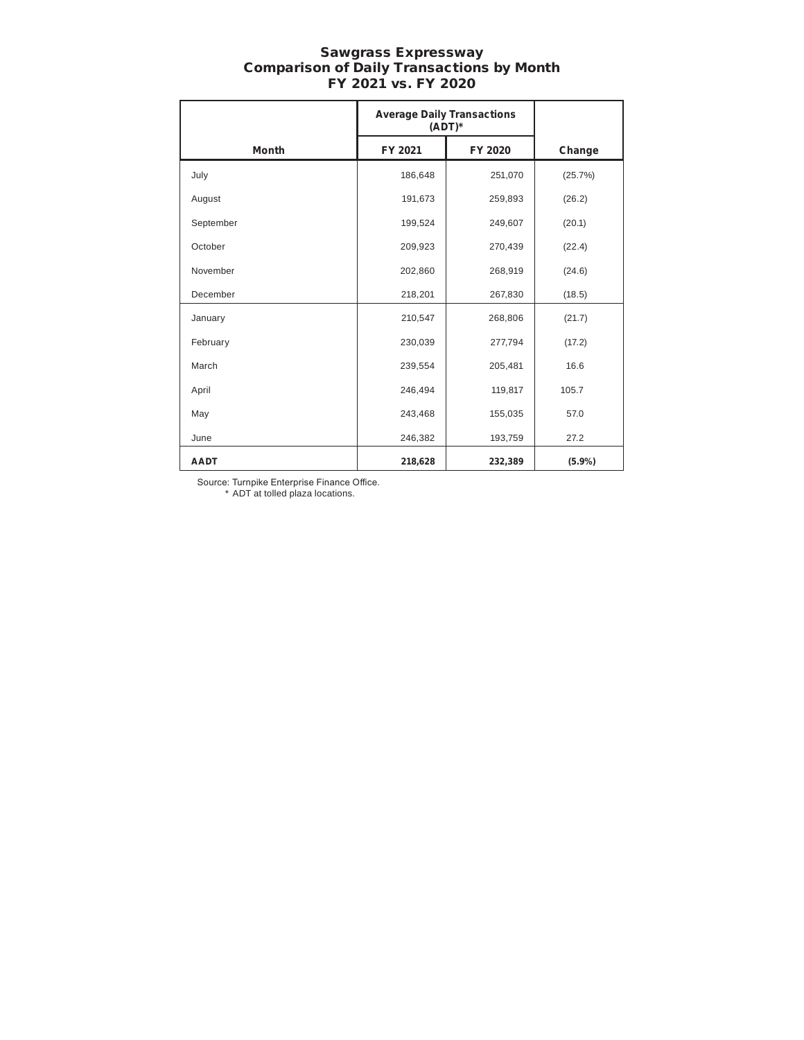# Sawgrass Expressway
## Comparison of Daily Transactions by Month
## FY 2021 vs. FY 2020

| | Average Daily Transactions (ADT)* | | |
|---|---|---|---|
| **Month** | **FY 2021** | **FY 2020** | **Change** |
| July | 186,648 | 251,070 | (25.7%) |
| August | 191,673 | 259,893 | (26.2) |
| September | 199,524 | 249,607 | (20.1) |
| October | 209,923 | 270,439 | (22.4) |
| November | 202,860 | 268,919 | (24.6) |
| December | 218,201 | 267,830 | (18.5) |
| January | 210,547 | 268,806 | (21.7) |
| February | 230,039 | 277,794 | (17.2) |
| March | 239,554 | 205,481 | 16.6 |
| April | 246,494 | 119,817 | 105.7 |
| May | 243,468 | 155,035 | 57.0 |
| June | 246,382 | 193,759 | 27.2 |
| **AADT** | **218,628** | **232,389** | **(5.9%)** |

Source: Turnpike Enterprise Finance Office.
\* ADT at tolled plaza locations.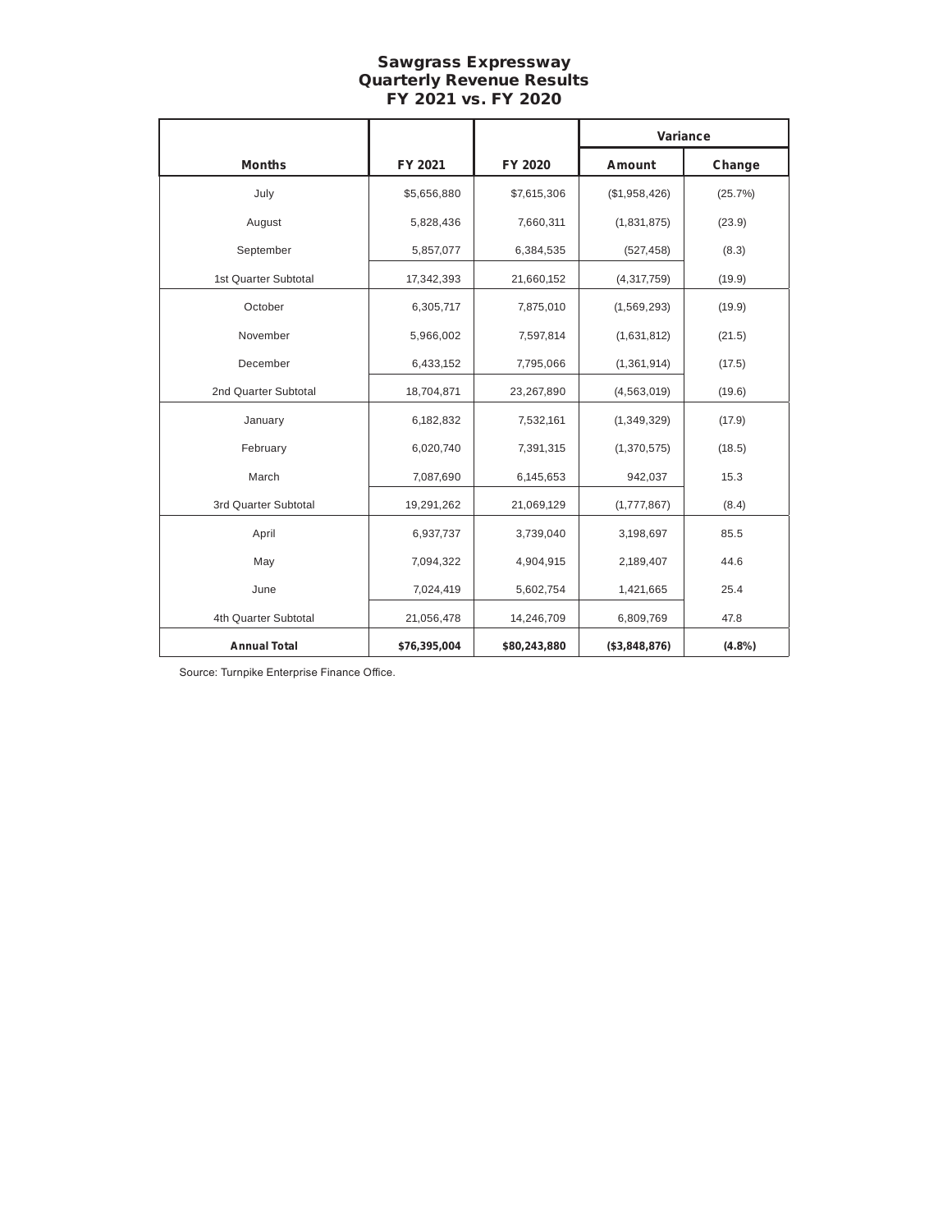# Sawgrass Expressway
## Quarterly Revenue Results
## FY 2021 vs. FY 2020

| | | | Variance | |
|---|---|---|---|---|
| **Months** | **FY 2021** | **FY 2020** | **Amount** | **Change** |
| July | $5,656,880 | $7,615,306 | ($1,958,426) | (25.7%) |
| August | 5,828,436 | 7,660,311 | (1,831,875) | (23.9) |
| September | 5,857,077 | 6,384,535 | (527,458) | (8.3) |
| 1st Quarter Subtotal | 17,342,393 | 21,660,152 | (4,317,759) | (19.9) |
| October | 6,305,717 | 7,875,010 | (1,569,293) | (19.9) |
| November | 5,966,002 | 7,597,814 | (1,631,812) | (21.5) |
| December | 6,433,152 | 7,795,066 | (1,361,914) | (17.5) |
| 2nd Quarter Subtotal | 18,704,871 | 23,267,890 | (4,563,019) | (19.6) |
| January | 6,182,832 | 7,532,161 | (1,349,329) | (17.9) |
| February | 6,020,740 | 7,391,315 | (1,370,575) | (18.5) |
| March | 7,087,690 | 6,145,653 | 942,037 | 15.3 |
| 3rd Quarter Subtotal | 19,291,262 | 21,069,129 | (1,777,867) | (8.4) |
| April | 6,937,737 | 3,739,040 | 3,198,697 | 85.5 |
| May | 7,094,322 | 4,904,915 | 2,189,407 | 44.6 |
| June | 7,024,419 | 5,602,754 | 1,421,665 | 25.4 |
| 4th Quarter Subtotal | 21,056,478 | 14,246,709 | 6,809,769 | 47.8 |
| **Annual Total** | **$76,395,004** | **$80,243,880** | **($3,848,876)** | **(4.8%)** |

Source: Turnpike Enterprise Finance Office.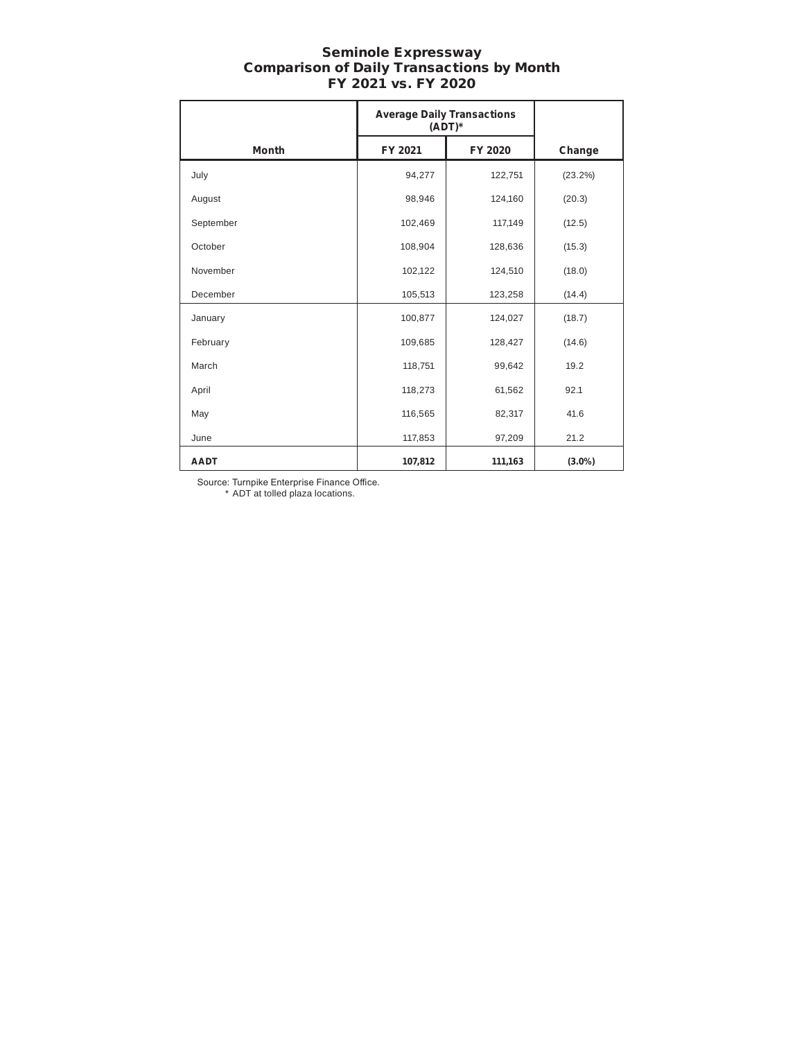# Seminole Expressway
## Comparison of Daily Transactions by Month
## FY 2021 vs. FY 2020

| | Average Daily Transactions (ADT)* | | |
|---|---|---|---|
| **Month** | **FY 2021** | **FY 2020** | **Change** |
| July | 94,277 | 122,751 | (23.2%) |
| August | 98,946 | 124,160 | (20.3) |
| September | 102,469 | 117,149 | (12.5) |
| October | 108,904 | 128,636 | (15.3) |
| November | 102,122 | 124,510 | (18.0) |
| December | 105,513 | 123,258 | (14.4) |
| January | 100,877 | 124,027 | (18.7) |
| February | 109,685 | 128,427 | (14.6) |
| March | 118,751 | 99,642 | 19.2 |
| April | 118,273 | 61,562 | 92.1 |
| May | 116,565 | 82,317 | 41.6 |
| June | 117,853 | 97,209 | 21.2 |
| **AADT** | **107,812** | **111,163** | **(3.0%)** |

Source: Turnpike Enterprise Finance Office.

\* ADT at tolled plaza locations.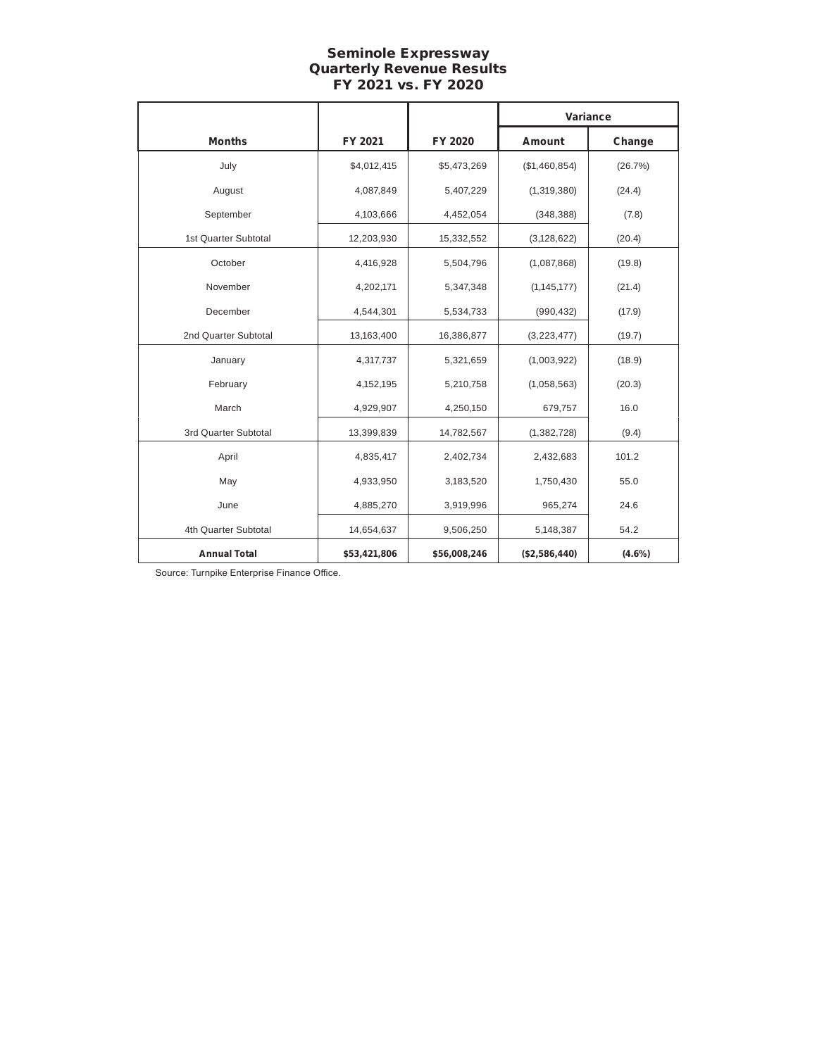# Seminole Expressway
## Quarterly Revenue Results
## FY 2021 vs. FY 2020

| Months | FY 2021 | FY 2020 | Variance | |
|---|---|---|---|---|
| | | | Amount | Change |
| July | $4,012,415 | $5,473,269 | ($1,460,854) | (26.7%) |
| August | 4,087,849 | 5,407,229 | (1,319,380) | (24.4) |
| September | 4,103,666 | 4,452,054 | (348,388) | (7.8) |
| 1st Quarter Subtotal | 12,203,930 | 15,332,552 | (3,128,622) | (20.4) |
| October | 4,416,928 | 5,504,796 | (1,087,868) | (19.8) |
| November | 4,202,171 | 5,347,348 | (1,145,177) | (21.4) |
| December | 4,544,301 | 5,534,733 | (990,432) | (17.9) |
| 2nd Quarter Subtotal | 13,163,400 | 16,386,877 | (3,223,477) | (19.7) |
| January | 4,317,737 | 5,321,659 | (1,003,922) | (18.9) |
| February | 4,152,195 | 5,210,758 | (1,058,563) | (20.3) |
| March | 4,929,907 | 4,250,150 | 679,757 | 16.0 |
| 3rd Quarter Subtotal | 13,399,839 | 14,782,567 | (1,382,728) | (9.4) |
| April | 4,835,417 | 2,402,734 | 2,432,683 | 101.2 |
| May | 4,933,950 | 3,183,520 | 1,750,430 | 55.0 |
| June | 4,885,270 | 3,919,996 | 965,274 | 24.6 |
| 4th Quarter Subtotal | 14,654,637 | 9,506,250 | 5,148,387 | 54.2 |
| **Annual Total** | **$53,421,806** | **$56,008,246** | **($2,586,440)** | **(4.6%)** |

Source: Turnpike Enterprise Finance Office.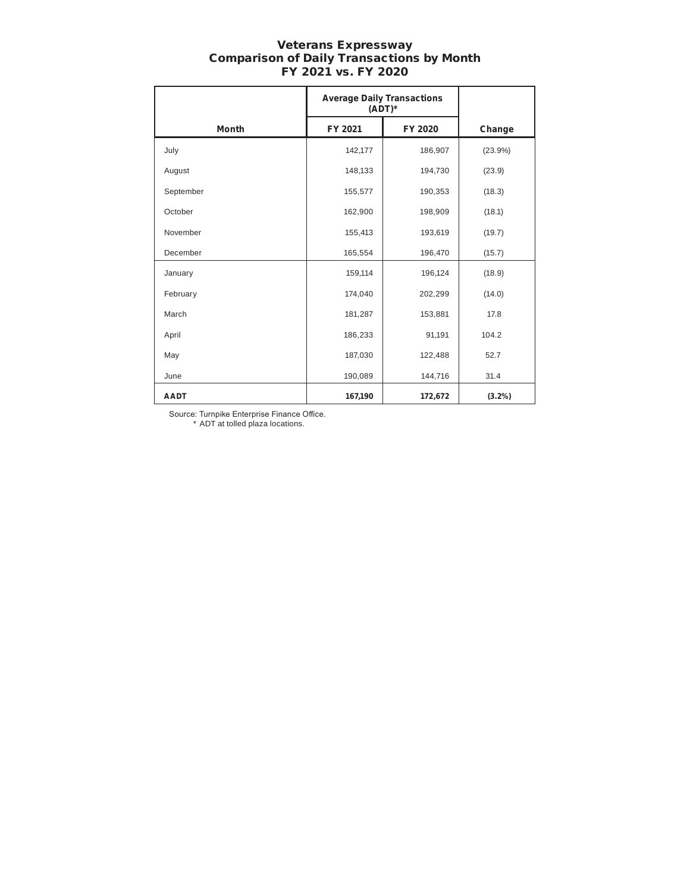# Veterans Expressway
## Comparison of Daily Transactions by Month
## FY 2021 vs. FY 2020

| | Average Daily Transactions (ADT)* | | |
|---|---|---|---|
| **Month** | **FY 2021** | **FY 2020** | **Change** |
| July | 142,177 | 186,907 | (23.9%) |
| August | 148,133 | 194,730 | (23.9) |
| September | 155,577 | 190,353 | (18.3) |
| October | 162,900 | 198,909 | (18.1) |
| November | 155,413 | 193,619 | (19.7) |
| December | 165,554 | 196,470 | (15.7) |
| January | 159,114 | 196,124 | (18.9) |
| February | 174,040 | 202,299 | (14.0) |
| March | 181,287 | 153,881 | 17.8 |
| April | 186,233 | 91,191 | 104.2 |
| May | 187,030 | 122,488 | 52.7 |
| June | 190,089 | 144,716 | 31.4 |
| **AADT** | **167,190** | **172,672** | **(3.2%)** |

Source: Turnpike Enterprise Finance Office.
* ADT at tolled plaza locations.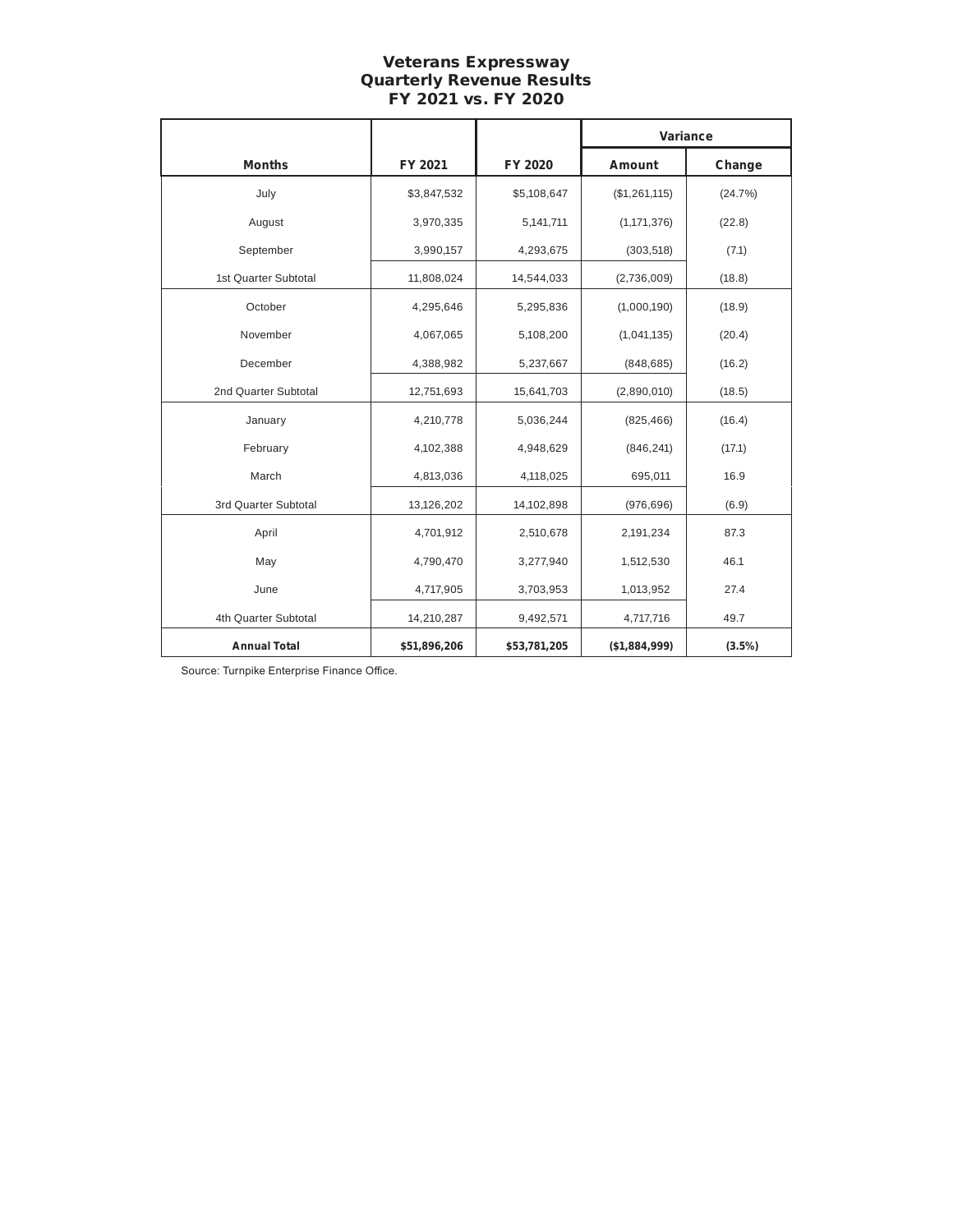# Veterans Expressway
## Quarterly Revenue Results
## FY 2021 vs. FY 2020

| Months | FY 2021 | FY 2020 | Variance | |
|---|---|---|---|---|
| | | | Amount | Change |
| July | $3,847,532 | $5,108,647 | ($1,261,115) | (24.7%) |
| August | 3,970,335 | 5,141,711 | (1,171,376) | (22.8) |
| September | 3,990,157 | 4,293,675 | (303,518) | (7.1) |
| 1st Quarter Subtotal | 11,808,024 | 14,544,033 | (2,736,009) | (18.8) |
| October | 4,295,646 | 5,295,836 | (1,000,190) | (18.9) |
| November | 4,067,065 | 5,108,200 | (1,041,135) | (20.4) |
| December | 4,388,982 | 5,237,667 | (848,685) | (16.2) |
| 2nd Quarter Subtotal | 12,751,693 | 15,641,703 | (2,890,010) | (18.5) |
| January | 4,210,778 | 5,036,244 | (825,466) | (16.4) |
| February | 4,102,388 | 4,948,629 | (846,241) | (17.1) |
| March | 4,813,036 | 4,118,025 | 695,011 | 16.9 |
| 3rd Quarter Subtotal | 13,126,202 | 14,102,898 | (976,696) | (6.9) |
| April | 4,701,912 | 2,510,678 | 2,191,234 | 87.3 |
| May | 4,790,470 | 3,277,940 | 1,512,530 | 46.1 |
| June | 4,717,905 | 3,703,953 | 1,013,952 | 27.4 |
| 4th Quarter Subtotal | 14,210,287 | 9,492,571 | 4,717,716 | 49.7 |
| **Annual Total** | **$51,896,206** | **$53,781,205** | **($1,884,999)** | **(3.5%)** |

Source: Turnpike Enterprise Finance Office.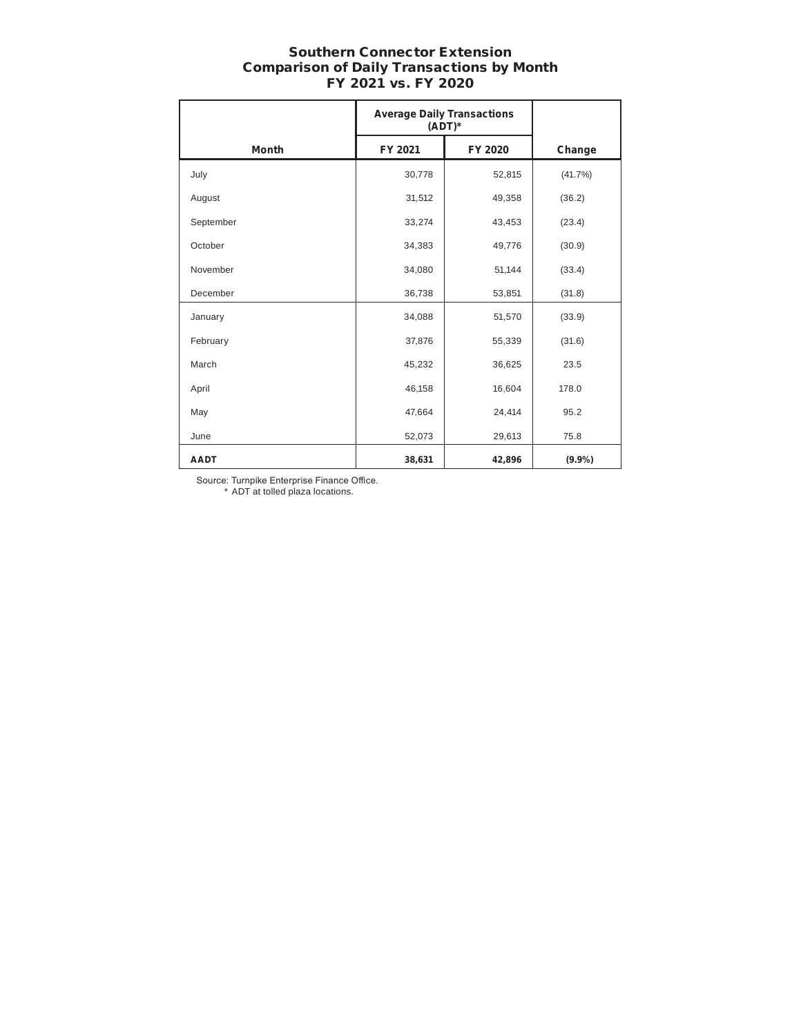# Southern Connector Extension
## Comparison of Daily Transactions by Month
## FY 2021 vs. FY 2020

| | Average Daily Transactions (ADT)* | | |
|---|---|---|---|
| **Month** | **FY 2021** | **FY 2020** | **Change** |
| July | 30,778 | 52,815 | (41.7%) |
| August | 31,512 | 49,358 | (36.2) |
| September | 33,274 | 43,453 | (23.4) |
| October | 34,383 | 49,776 | (30.9) |
| November | 34,080 | 51,144 | (33.4) |
| December | 36,738 | 53,851 | (31.8) |
| January | 34,088 | 51,570 | (33.9) |
| February | 37,876 | 55,339 | (31.6) |
| March | 45,232 | 36,625 | 23.5 |
| April | 46,158 | 16,604 | 178.0 |
| May | 47,664 | 24,414 | 95.2 |
| June | 52,073 | 29,613 | 75.8 |
| **AADT** | **38,631** | **42,896** | **(9.9%)** |

Source: Turnpike Enterprise Finance Office.
\* ADT at tolled plaza locations.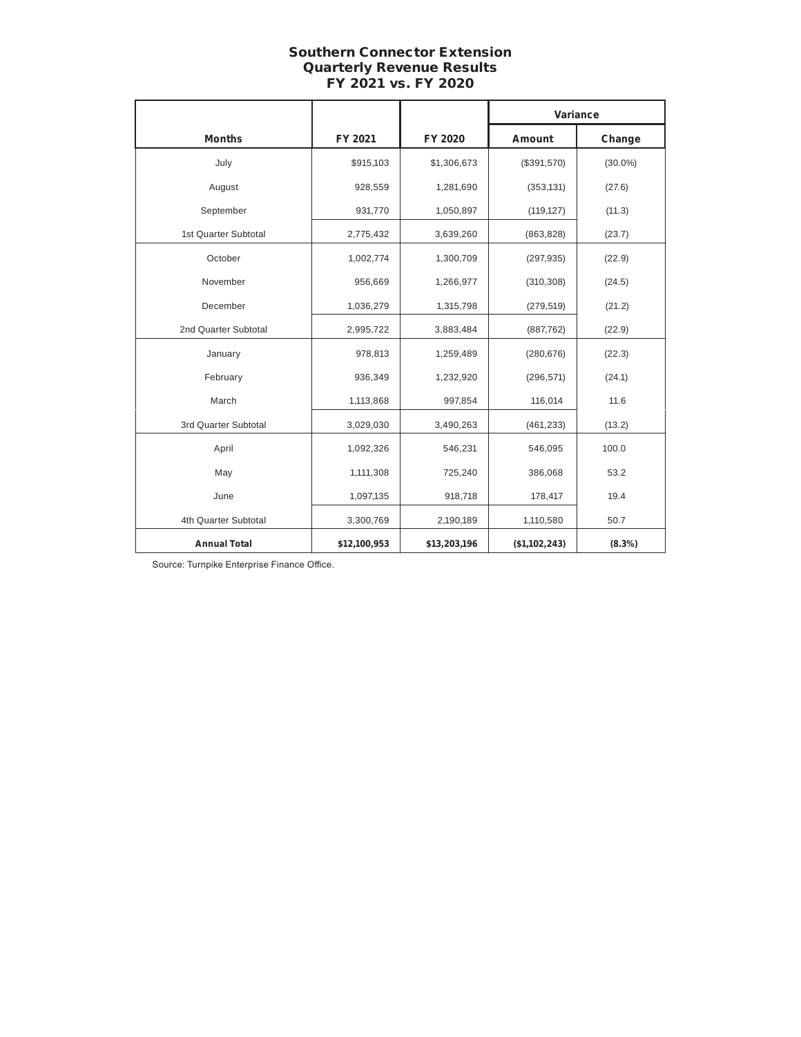## Southern Connector Extension
## Quarterly Revenue Results
## FY 2021 vs. FY 2020

| | | | Variance | |
|---|---|---|---|---|
| **Months** | **FY 2021** | **FY 2020** | **Amount** | **Change** |
| July | $915,103 | $1,306,673 | ($391,570) | (30.0%) |
| August | 928,559 | 1,281,690 | (353,131) | (27.6) |
| September | 931,770 | 1,050,897 | (119,127) | (11.3) |
| 1st Quarter Subtotal | 2,775,432 | 3,639,260 | (863,828) | (23.7) |
| October | 1,002,774 | 1,300,709 | (297,935) | (22.9) |
| November | 956,669 | 1,266,977 | (310,308) | (24.5) |
| December | 1,036,279 | 1,315,798 | (279,519) | (21.2) |
| 2nd Quarter Subtotal | 2,995,722 | 3,883,484 | (887,762) | (22.9) |
| January | 978,813 | 1,259,489 | (280,676) | (22.3) |
| February | 936,349 | 1,232,920 | (296,571) | (24.1) |
| March | 1,113,868 | 997,854 | 116,014 | 11.6 |
| 3rd Quarter Subtotal | 3,029,030 | 3,490,263 | (461,233) | (13.2) |
| April | 1,092,326 | 546,231 | 546,095 | 100.0 |
| May | 1,111,308 | 725,240 | 386,068 | 53.2 |
| June | 1,097,135 | 918,718 | 178,417 | 19.4 |
| 4th Quarter Subtotal | 3,300,769 | 2,190,189 | 1,110,580 | 50.7 |
| **Annual Total** | **$12,100,953** | **$13,203,196** | **($1,102,243)** | **(8.3%)** |

Source: Turnpike Enterprise Finance Office.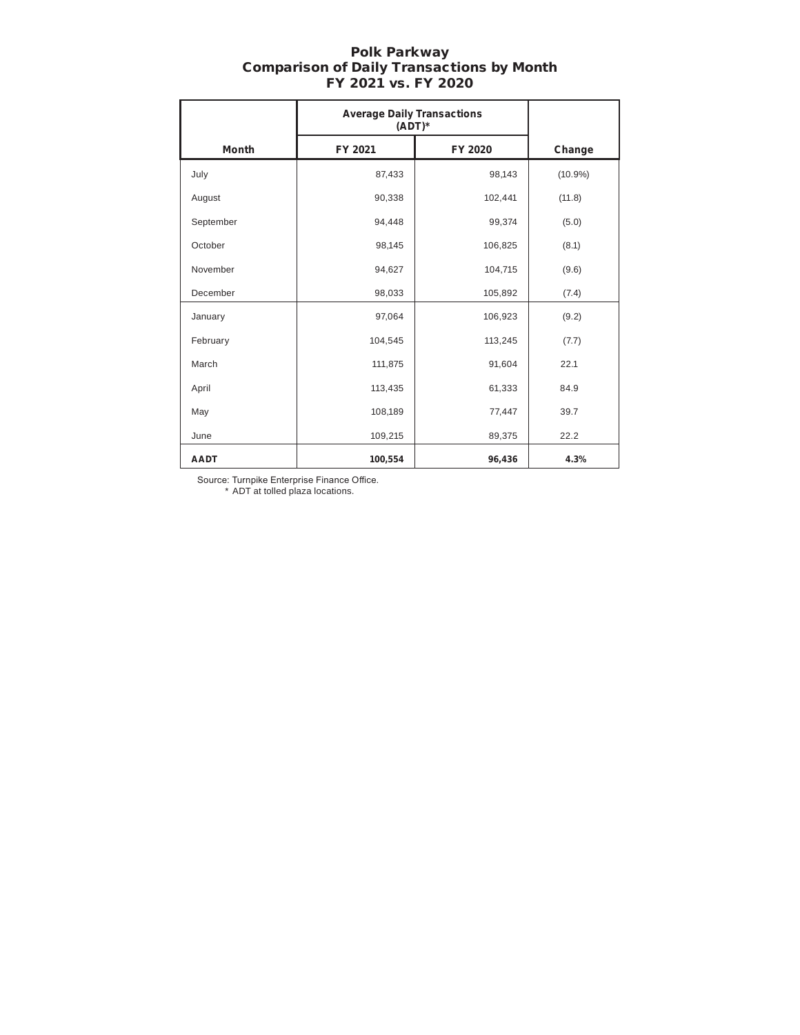# Polk Parkway
## Comparison of Daily Transactions by Month
## FY 2021 vs. FY 2020

| | Average Daily Transactions (ADT)* | | |
|---|---|---|---|
| **Month** | **FY 2021** | **FY 2020** | **Change** |
| July | 87,433 | 98,143 | (10.9%) |
| August | 90,338 | 102,441 | (11.8) |
| September | 94,448 | 99,374 | (5.0) |
| October | 98,145 | 106,825 | (8.1) |
| November | 94,627 | 104,715 | (9.6) |
| December | 98,033 | 105,892 | (7.4) |
| January | 97,064 | 106,923 | (9.2) |
| February | 104,545 | 113,245 | (7.7) |
| March | 111,875 | 91,604 | 22.1 |
| April | 113,435 | 61,333 | 84.9 |
| May | 108,189 | 77,447 | 39.7 |
| June | 109,215 | 89,375 | 22.2 |
| **AADT** | **100,554** | **96,436** | **4.3%** |

Source: Turnpike Enterprise Finance Office.
\* ADT at tolled plaza locations.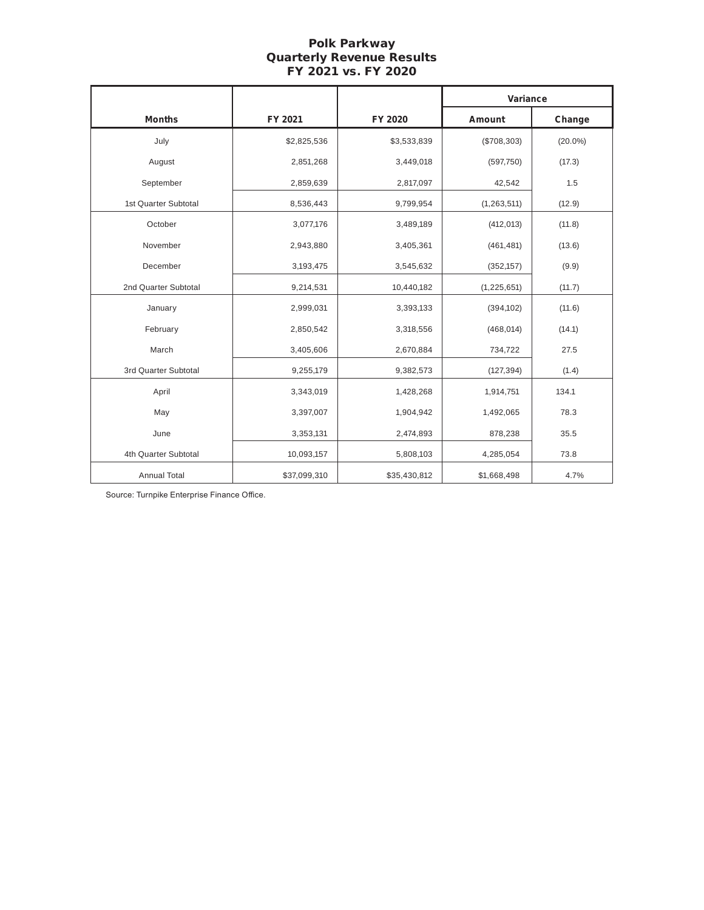# Polk Parkway
## Quarterly Revenue Results
## FY 2021 vs. FY 2020

| Months | FY 2021 | FY 2020 | Variance | |
|---|---|---|---|---|
| | | | Amount | Change |
| July | $2,825,536 | $3,533,839 | ($708,303) | (20.0%) |
| August | 2,851,268 | 3,449,018 | (597,750) | (17.3) |
| September | 2,859,639 | 2,817,097 | 42,542 | 1.5 |
| 1st Quarter Subtotal | 8,536,443 | 9,799,954 | (1,263,511) | (12.9) |
| October | 3,077,176 | 3,489,189 | (412,013) | (11.8) |
| November | 2,943,880 | 3,405,361 | (461,481) | (13.6) |
| December | 3,193,475 | 3,545,632 | (352,157) | (9.9) |
| 2nd Quarter Subtotal | 9,214,531 | 10,440,182 | (1,225,651) | (11.7) |
| January | 2,999,031 | 3,393,133 | (394,102) | (11.6) |
| February | 2,850,542 | 3,318,556 | (468,014) | (14.1) |
| March | 3,405,606 | 2,670,884 | 734,722 | 27.5 |
| 3rd Quarter Subtotal | 9,255,179 | 9,382,573 | (127,394) | (1.4) |
| April | 3,343,019 | 1,428,268 | 1,914,751 | 134.1 |
| May | 3,397,007 | 1,904,942 | 1,492,065 | 78.3 |
| June | 3,353,131 | 2,474,893 | 878,238 | 35.5 |
| 4th Quarter Subtotal | 10,093,157 | 5,808,103 | 4,285,054 | 73.8 |
| Annual Total | $37,099,310 | $35,430,812 | $1,668,498 | 4.7% |

Source: Turnpike Enterprise Finance Office.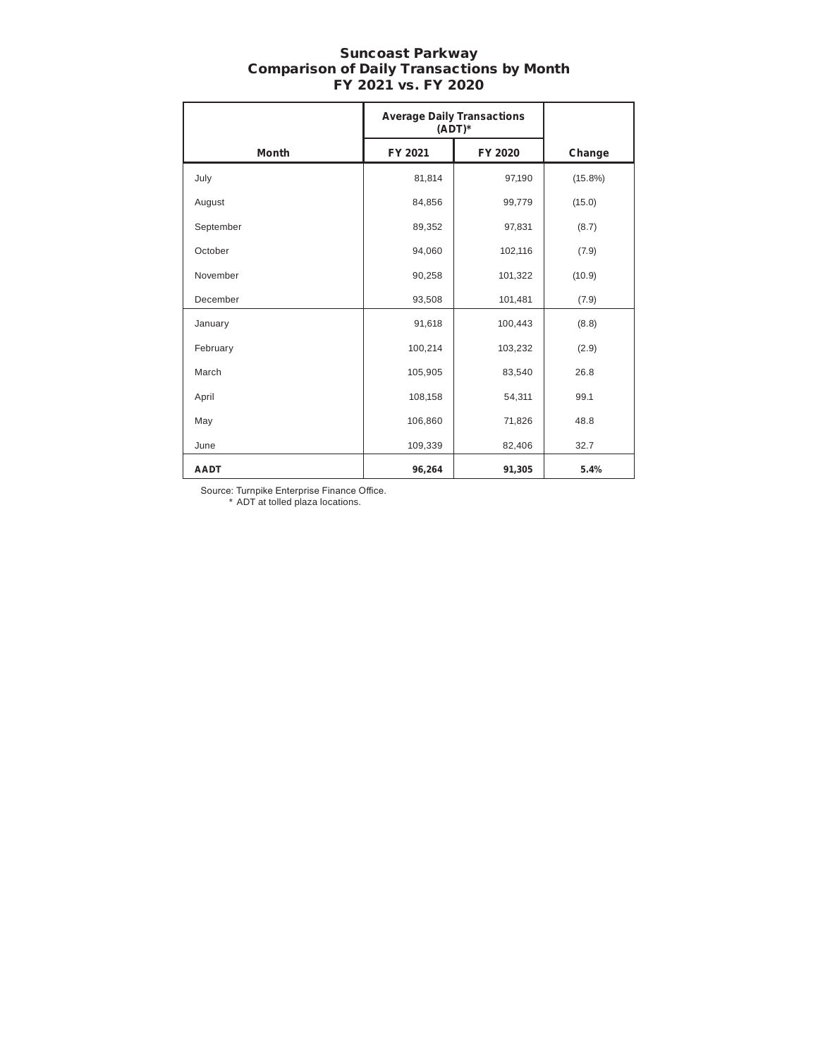# Suncoast Parkway
## Comparison of Daily Transactions by Month
## FY 2021 vs. FY 2020

| | Average Daily Transactions (ADT)* | | |
|---|---|---|---|
| **Month** | **FY 2021** | **FY 2020** | **Change** |
| July | 81,814 | 97,190 | (15.8%) |
| August | 84,856 | 99,779 | (15.0) |
| September | 89,352 | 97,831 | (8.7) |
| October | 94,060 | 102,116 | (7.9) |
| November | 90,258 | 101,322 | (10.9) |
| December | 93,508 | 101,481 | (7.9) |
| January | 91,618 | 100,443 | (8.8) |
| February | 100,214 | 103,232 | (2.9) |
| March | 105,905 | 83,540 | 26.8 |
| April | 108,158 | 54,311 | 99.1 |
| May | 106,860 | 71,826 | 48.8 |
| June | 109,339 | 82,406 | 32.7 |
| **AADT** | **96,264** | **91,305** | **5.4%** |

Source: Turnpike Enterprise Finance Office.
\* ADT at tolled plaza locations.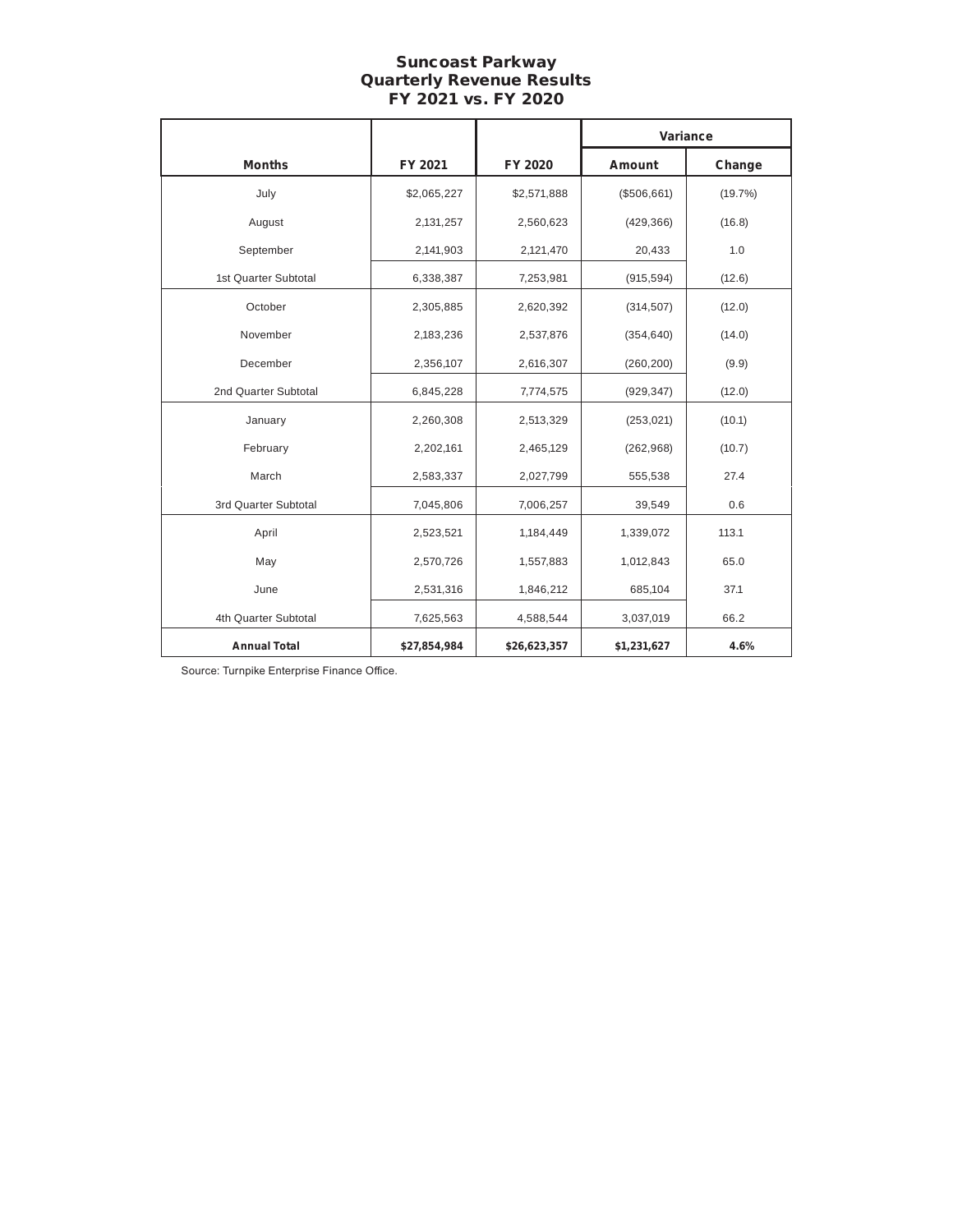# Suncoast Parkway
## Quarterly Revenue Results
## FY 2021 vs. FY 2020

| Months | FY 2021 | FY 2020 | Variance | |
|---|---|---|---|---|
| | | | Amount | Change |
| July | $2,065,227 | $2,571,888 | ($506,661) | (19.7%) |
| August | 2,131,257 | 2,560,623 | (429,366) | (16.8) |
| September | 2,141,903 | 2,121,470 | 20,433 | 1.0 |
| 1st Quarter Subtotal | 6,338,387 | 7,253,981 | (915,594) | (12.6) |
| October | 2,305,885 | 2,620,392 | (314,507) | (12.0) |
| November | 2,183,236 | 2,537,876 | (354,640) | (14.0) |
| December | 2,356,107 | 2,616,307 | (260,200) | (9.9) |
| 2nd Quarter Subtotal | 6,845,228 | 7,774,575 | (929,347) | (12.0) |
| January | 2,260,308 | 2,513,329 | (253,021) | (10.1) |
| February | 2,202,161 | 2,465,129 | (262,968) | (10.7) |
| March | 2,583,337 | 2,027,799 | 555,538 | 27.4 |
| 3rd Quarter Subtotal | 7,045,806 | 7,006,257 | 39,549 | 0.6 |
| April | 2,523,521 | 1,184,449 | 1,339,072 | 113.1 |
| May | 2,570,726 | 1,557,883 | 1,012,843 | 65.0 |
| June | 2,531,316 | 1,846,212 | 685,104 | 37.1 |
| 4th Quarter Subtotal | 7,625,563 | 4,588,544 | 3,037,019 | 66.2 |
| **Annual Total** | **$27,854,984** | **$26,623,357** | **$1,231,627** | **4.6%** |

Source: Turnpike Enterprise Finance Office.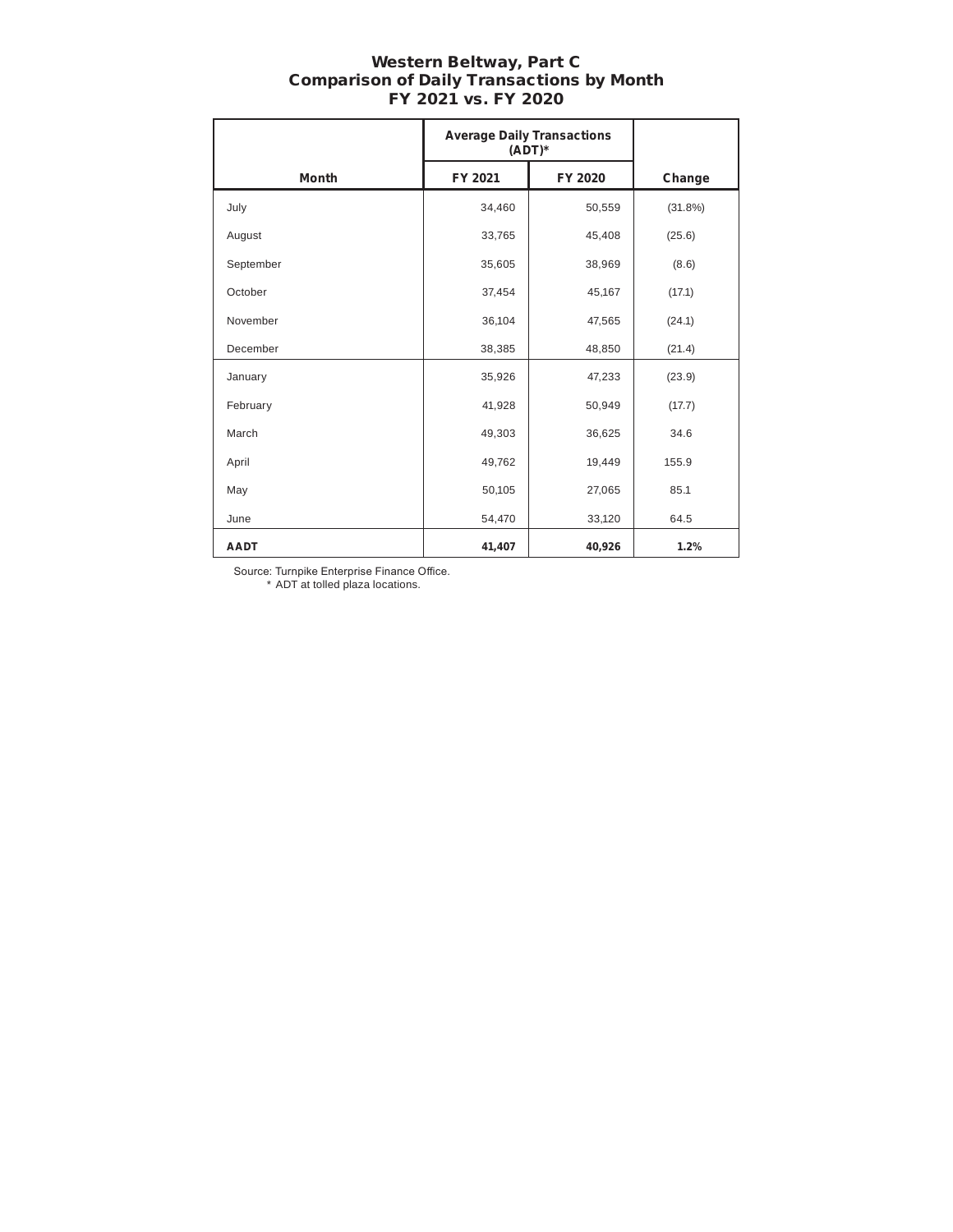# Western Beltway, Part C
## Comparison of Daily Transactions by Month
## FY 2021 vs. FY 2020

| | Average Daily Transactions (ADT)* | | |
|---|---|---|---|
| **Month** | **FY 2021** | **FY 2020** | **Change** |
| July | 34,460 | 50,559 | (31.8%) |
| August | 33,765 | 45,408 | (25.6) |
| September | 35,605 | 38,969 | (8.6) |
| October | 37,454 | 45,167 | (17.1) |
| November | 36,104 | 47,565 | (24.1) |
| December | 38,385 | 48,850 | (21.4) |
| January | 35,926 | 47,233 | (23.9) |
| February | 41,928 | 50,949 | (17.7) |
| March | 49,303 | 36,625 | 34.6 |
| April | 49,762 | 19,449 | 155.9 |
| May | 50,105 | 27,065 | 85.1 |
| June | 54,470 | 33,120 | 64.5 |
| **AADT** | **41,407** | **40,926** | **1.2%** |

Source: Turnpike Enterprise Finance Office.
\* ADT at tolled plaza locations.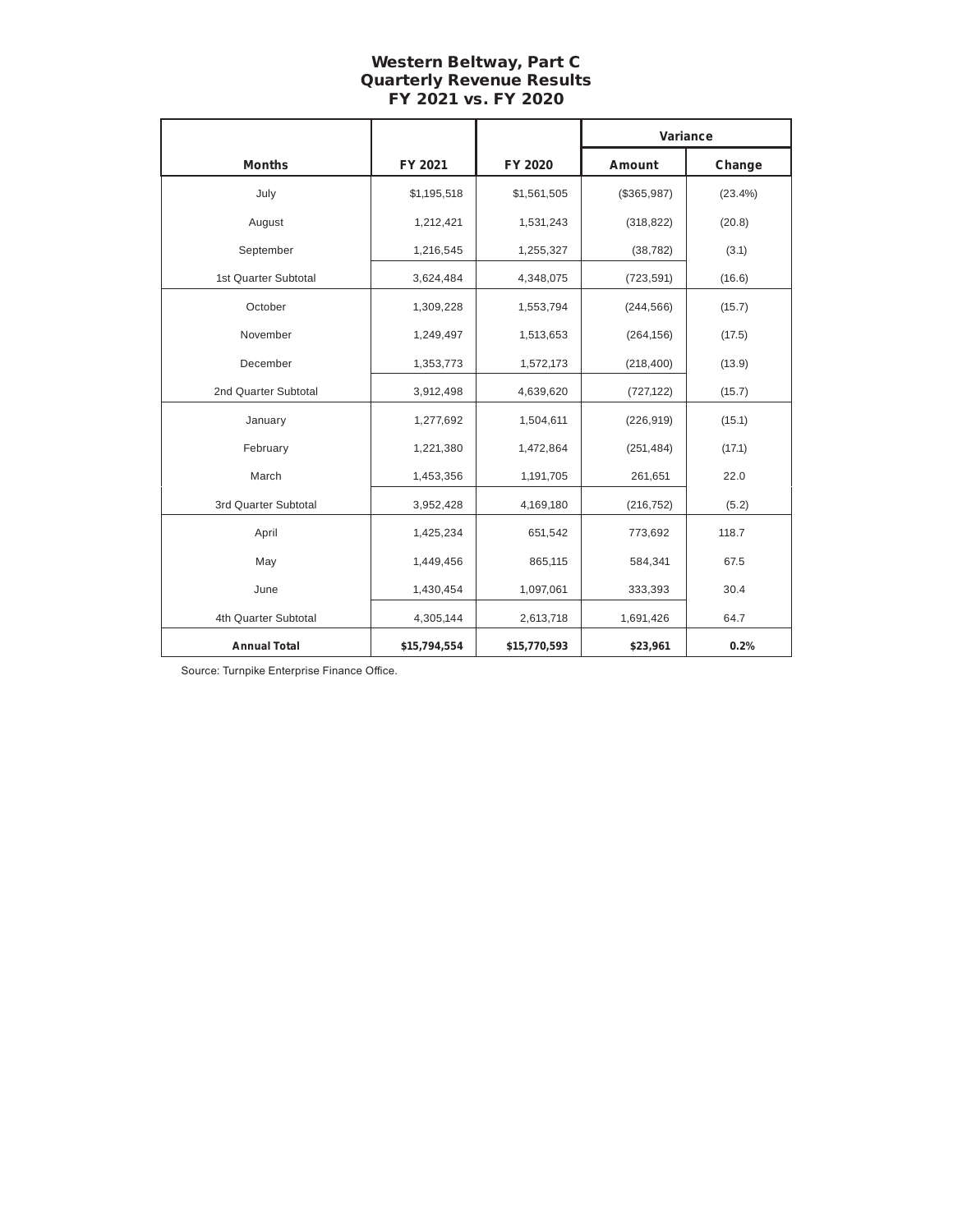# Western Beltway, Part C
## Quarterly Revenue Results
## FY 2021 vs. FY 2020

| Months | FY 2021 | FY 2020 | Variance | |
|---|---|---|---|---|
| | | | Amount | Change |
| July | $1,195,518 | $1,561,505 | ($365,987) | (23.4%) |
| August | 1,212,421 | 1,531,243 | (318,822) | (20.8) |
| September | 1,216,545 | 1,255,327 | (38,782) | (3.1) |
| 1st Quarter Subtotal | 3,624,484 | 4,348,075 | (723,591) | (16.6) |
| October | 1,309,228 | 1,553,794 | (244,566) | (15.7) |
| November | 1,249,497 | 1,513,653 | (264,156) | (17.5) |
| December | 1,353,773 | 1,572,173 | (218,400) | (13.9) |
| 2nd Quarter Subtotal | 3,912,498 | 4,639,620 | (727,122) | (15.7) |
| January | 1,277,692 | 1,504,611 | (226,919) | (15.1) |
| February | 1,221,380 | 1,472,864 | (251,484) | (17.1) |
| March | 1,453,356 | 1,191,705 | 261,651 | 22.0 |
| 3rd Quarter Subtotal | 3,952,428 | 4,169,180 | (216,752) | (5.2) |
| April | 1,425,234 | 651,542 | 773,692 | 118.7 |
| May | 1,449,456 | 865,115 | 584,341 | 67.5 |
| June | 1,430,454 | 1,097,061 | 333,393 | 30.4 |
| 4th Quarter Subtotal | 4,305,144 | 2,613,718 | 1,691,426 | 64.7 |
| **Annual Total** | **$15,794,554** | **$15,770,593** | **$23,961** | **0.2%** |

Source: Turnpike Enterprise Finance Office.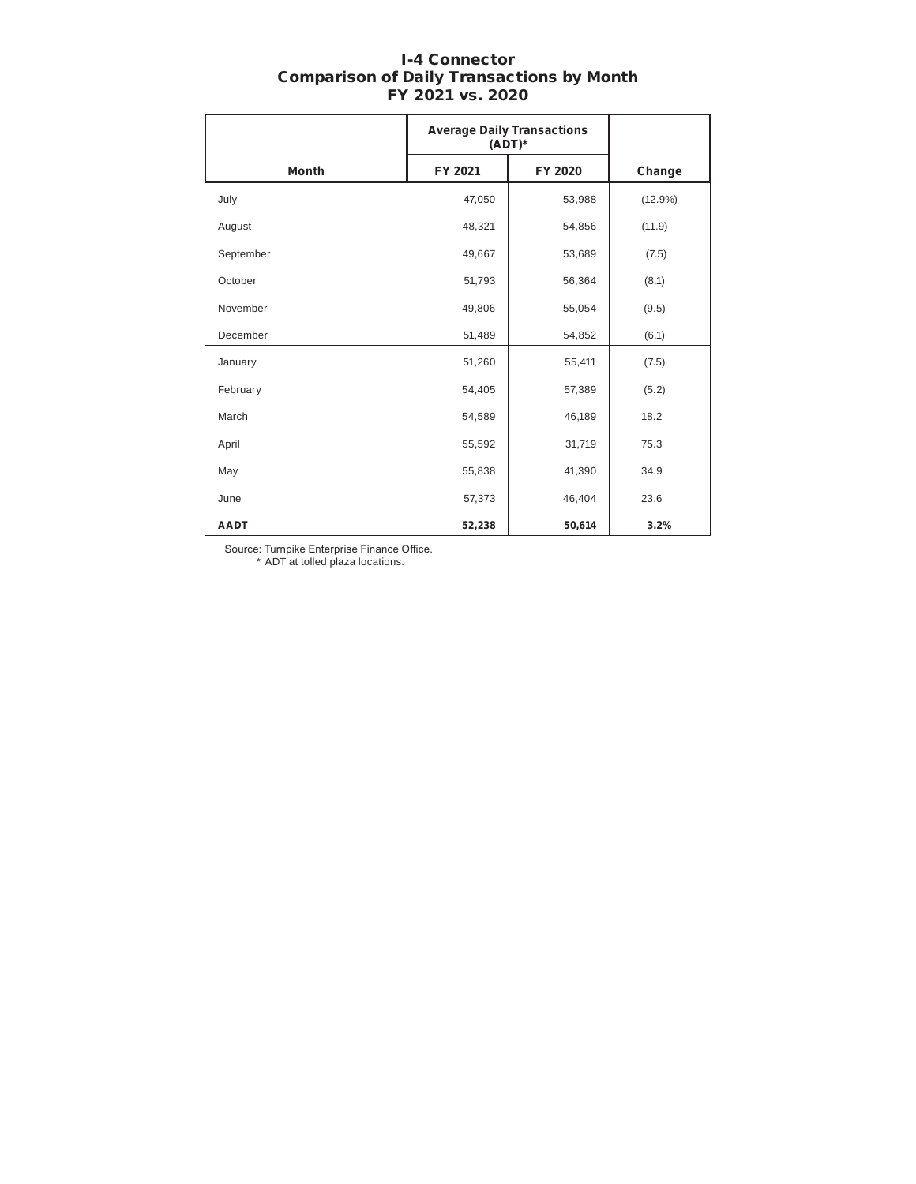# I-4 Connector
## Comparison of Daily Transactions by Month
## FY 2021 vs. 2020

| | Average Daily Transactions (ADT)* | | |
|---|---|---|---|
| **Month** | **FY 2021** | **FY 2020** | **Change** |
| July | 47,050 | 53,988 | (12.9%) |
| August | 48,321 | 54,856 | (11.9) |
| September | 49,667 | 53,689 | (7.5) |
| October | 51,793 | 56,364 | (8.1) |
| November | 49,806 | 55,054 | (9.5) |
| December | 51,489 | 54,852 | (6.1) |
| January | 51,260 | 55,411 | (7.5) |
| February | 54,405 | 57,389 | (5.2) |
| March | 54,589 | 46,189 | 18.2 |
| April | 55,592 | 31,719 | 75.3 |
| May | 55,838 | 41,390 | 34.9 |
| June | 57,373 | 46,404 | 23.6 |
| **AADT** | **52,238** | **50,614** | **3.2%** |

Source: Turnpike Enterprise Finance Office.
\* ADT at tolled plaza locations.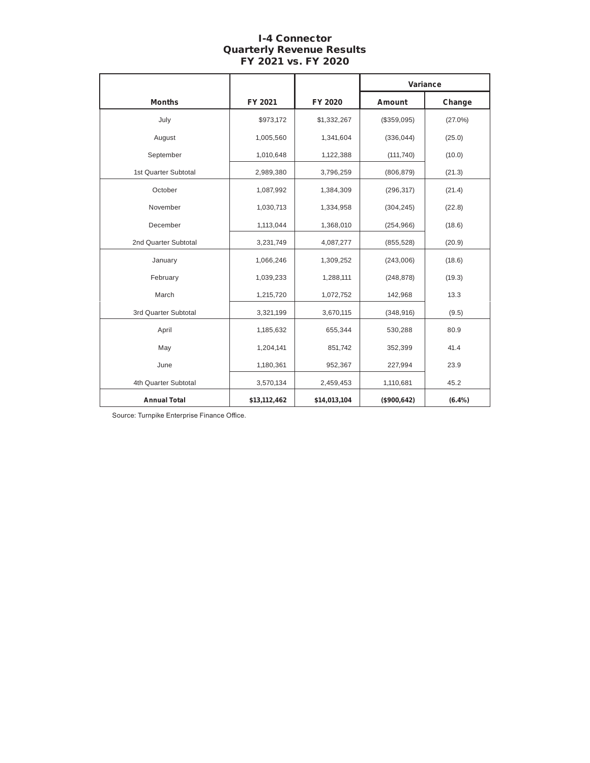# I-4 Connector
## Quarterly Revenue Results
## FY 2021 vs. FY 2020

| Months | FY 2021 | FY 2020 | Variance | |
|---|---|---|---|---|
| | | | Amount | Change |
| July | $973,172 | $1,332,267 | ($359,095) | (27.0%) |
| August | 1,005,560 | 1,341,604 | (336,044) | (25.0) |
| September | 1,010,648 | 1,122,388 | (111,740) | (10.0) |
| 1st Quarter Subtotal | 2,989,380 | 3,796,259 | (806,879) | (21.3) |
| October | 1,087,992 | 1,384,309 | (296,317) | (21.4) |
| November | 1,030,713 | 1,334,958 | (304,245) | (22.8) |
| December | 1,113,044 | 1,368,010 | (254,966) | (18.6) |
| 2nd Quarter Subtotal | 3,231,749 | 4,087,277 | (855,528) | (20.9) |
| January | 1,066,246 | 1,309,252 | (243,006) | (18.6) |
| February | 1,039,233 | 1,288,111 | (248,878) | (19.3) |
| March | 1,215,720 | 1,072,752 | 142,968 | 13.3 |
| 3rd Quarter Subtotal | 3,321,199 | 3,670,115 | (348,916) | (9.5) |
| April | 1,185,632 | 655,344 | 530,288 | 80.9 |
| May | 1,204,141 | 851,742 | 352,399 | 41.4 |
| June | 1,180,361 | 952,367 | 227,994 | 23.9 |
| 4th Quarter Subtotal | 3,570,134 | 2,459,453 | 1,110,681 | 45.2 |
| **Annual Total** | **$13,112,462** | **$14,013,104** | **($900,642)** | **(6.4%)** |

Source: Turnpike Enterprise Finance Office.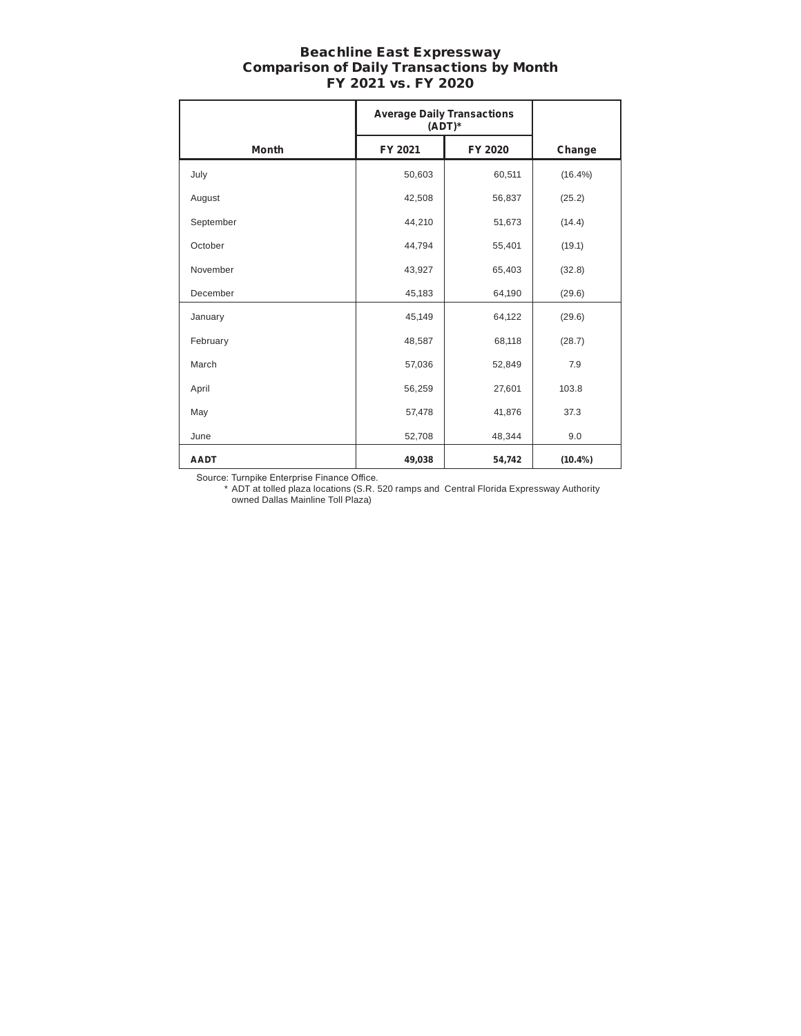# Beachline East Expressway
## Comparison of Daily Transactions by Month
## FY 2021 vs. FY 2020

| | Average Daily Transactions (ADT)* | | |
|---|---|---|---|
| **Month** | **FY 2021** | **FY 2020** | **Change** |
| July | 50,603 | 60,511 | (16.4%) |
| August | 42,508 | 56,837 | (25.2) |
| September | 44,210 | 51,673 | (14.4) |
| October | 44,794 | 55,401 | (19.1) |
| November | 43,927 | 65,403 | (32.8) |
| December | 45,183 | 64,190 | (29.6) |
| January | 45,149 | 64,122 | (29.6) |
| February | 48,587 | 68,118 | (28.7) |
| March | 57,036 | 52,849 | 7.9 |
| April | 56,259 | 27,601 | 103.8 |
| May | 57,478 | 41,876 | 37.3 |
| June | 52,708 | 48,344 | 9.0 |
| **AADT** | **49,038** | **54,742** | **(10.4%)** |

Source: Turnpike Enterprise Finance Office.

\* ADT at tolled plaza locations (S.R. 520 ramps and Central Florida Expressway Authority owned Dallas Mainline Toll Plaza)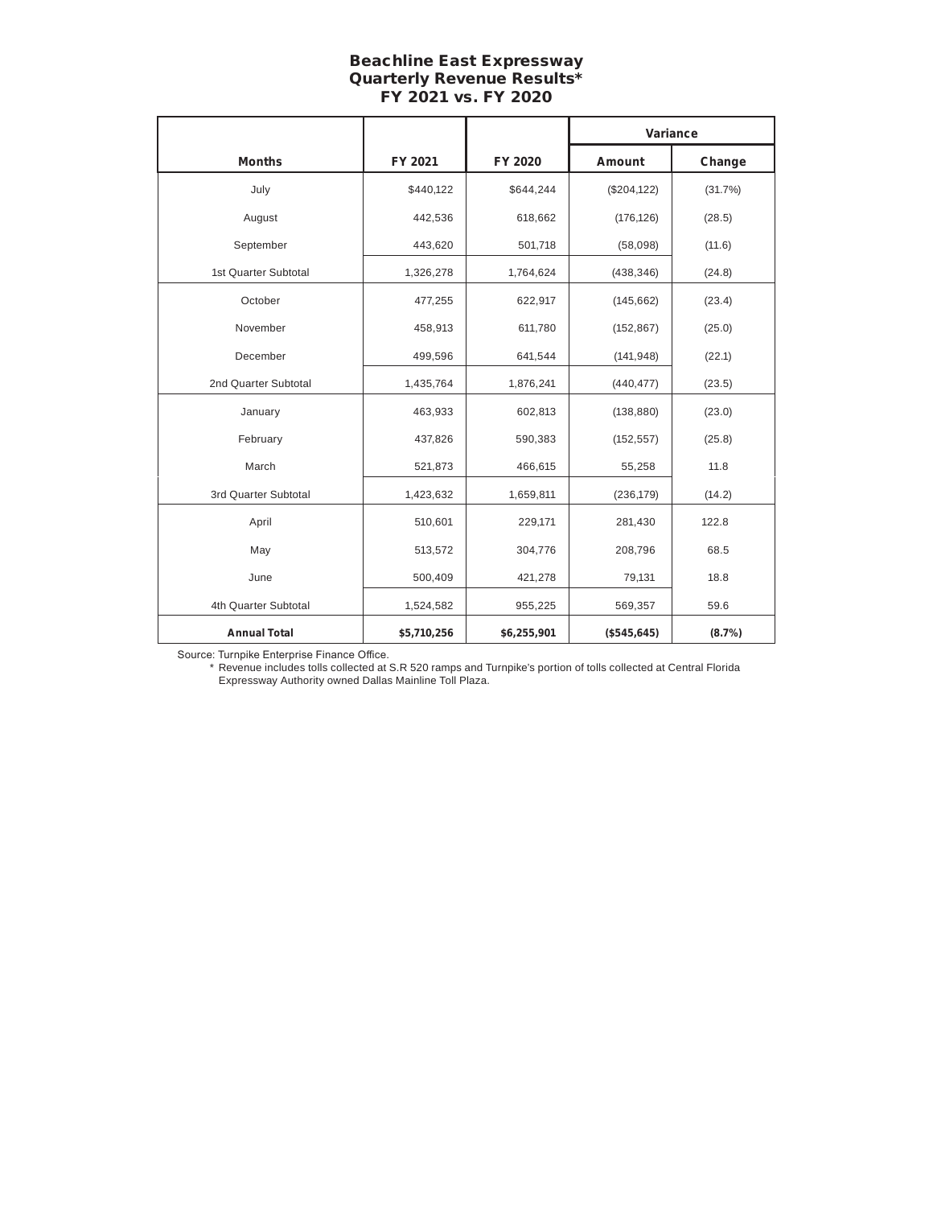# Beachline East Expressway
## Quarterly Revenue Results*
## FY 2021 vs. FY 2020

| Months | FY 2021 | FY 2020 | Variance | |
|---|---|---|---|---|
| | | | Amount | Change |
| July | $440,122 | $644,244 | ($204,122) | (31.7%) |
| August | 442,536 | 618,662 | (176,126) | (28.5) |
| September | 443,620 | 501,718 | (58,098) | (11.6) |
| 1st Quarter Subtotal | 1,326,278 | 1,764,624 | (438,346) | (24.8) |
| October | 477,255 | 622,917 | (145,662) | (23.4) |
| November | 458,913 | 611,780 | (152,867) | (25.0) |
| December | 499,596 | 641,544 | (141,948) | (22.1) |
| 2nd Quarter Subtotal | 1,435,764 | 1,876,241 | (440,477) | (23.5) |
| January | 463,933 | 602,813 | (138,880) | (23.0) |
| February | 437,826 | 590,383 | (152,557) | (25.8) |
| March | 521,873 | 466,615 | 55,258 | 11.8 |
| 3rd Quarter Subtotal | 1,423,632 | 1,659,811 | (236,179) | (14.2) |
| April | 510,601 | 229,171 | 281,430 | 122.8 |
| May | 513,572 | 304,776 | 208,796 | 68.5 |
| June | 500,409 | 421,278 | 79,131 | 18.8 |
| 4th Quarter Subtotal | 1,524,582 | 955,225 | 569,357 | 59.6 |
| **Annual Total** | **$5,710,256** | **$6,255,901** | **($545,645)** | **(8.7%)** |

Source: Turnpike Enterprise Finance Office.

\* Revenue includes tolls collected at S.R 520 ramps and Turnpike's portion of tolls collected at Central Florida Expressway Authority owned Dallas Mainline Toll Plaza.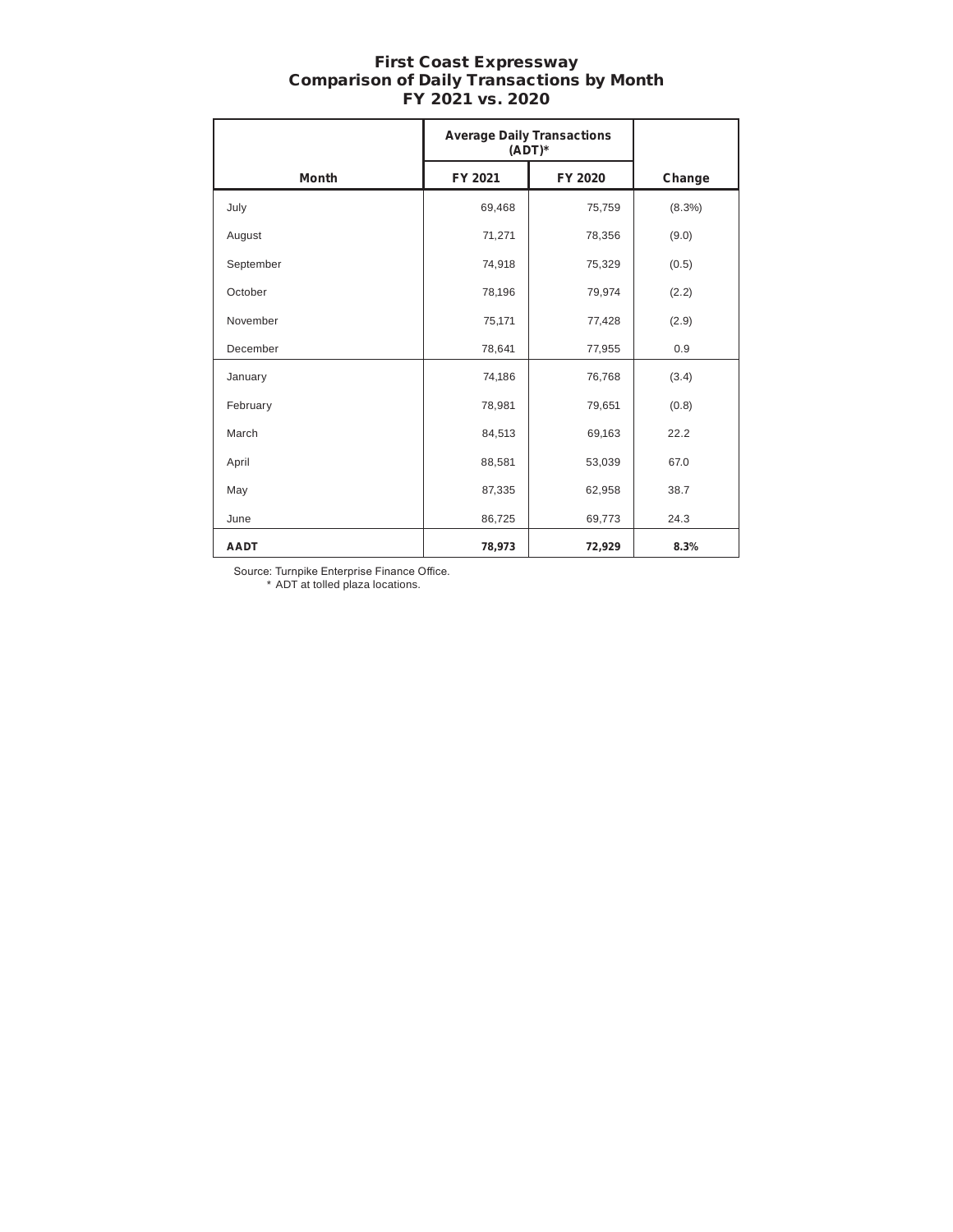# First Coast Expressway
## Comparison of Daily Transactions by Month
## FY 2021 vs. 2020

| | Average Daily Transactions (ADT)* | | |
|---|---|---|---|
| **Month** | **FY 2021** | **FY 2020** | **Change** |
| July | 69,468 | 75,759 | (8.3%) |
| August | 71,271 | 78,356 | (9.0) |
| September | 74,918 | 75,329 | (0.5) |
| October | 78,196 | 79,974 | (2.2) |
| November | 75,171 | 77,428 | (2.9) |
| December | 78,641 | 77,955 | 0.9 |
| January | 74,186 | 76,768 | (3.4) |
| February | 78,981 | 79,651 | (0.8) |
| March | 84,513 | 69,163 | 22.2 |
| April | 88,581 | 53,039 | 67.0 |
| May | 87,335 | 62,958 | 38.7 |
| June | 86,725 | 69,773 | 24.3 |
| **AADT** | **78,973** | **72,929** | **8.3%** |

Source: Turnpike Enterprise Finance Office.
* ADT at tolled plaza locations.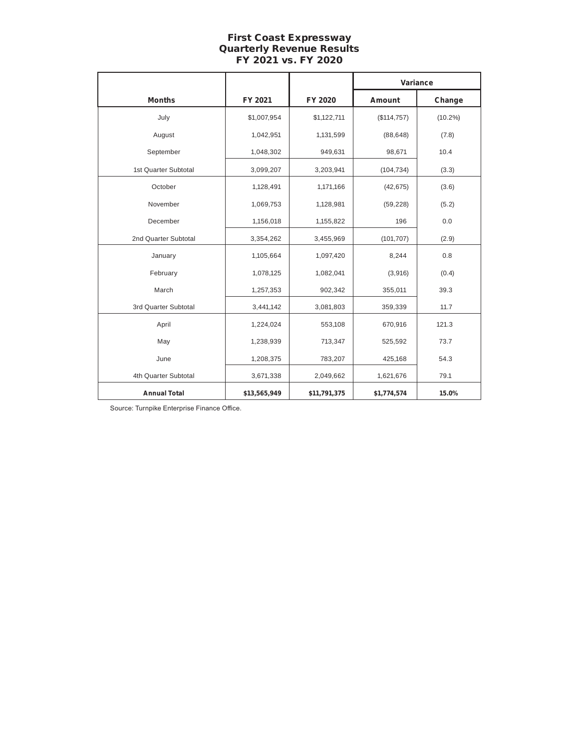## First Coast Expressway
## Quarterly Revenue Results
## FY 2021 vs. FY 2020

| Months | FY 2021 | FY 2020 | Variance | |
|---|---|---|---|---|
| | | | Amount | Change |
| July | $1,007,954 | $1,122,711 | ($114,757) | (10.2%) |
| August | 1,042,951 | 1,131,599 | (88,648) | (7.8) |
| September | 1,048,302 | 949,631 | 98,671 | 10.4 |
| 1st Quarter Subtotal | 3,099,207 | 3,203,941 | (104,734) | (3.3) |
| October | 1,128,491 | 1,171,166 | (42,675) | (3.6) |
| November | 1,069,753 | 1,128,981 | (59,228) | (5.2) |
| December | 1,156,018 | 1,155,822 | 196 | 0.0 |
| 2nd Quarter Subtotal | 3,354,262 | 3,455,969 | (101,707) | (2.9) |
| January | 1,105,664 | 1,097,420 | 8,244 | 0.8 |
| February | 1,078,125 | 1,082,041 | (3,916) | (0.4) |
| March | 1,257,353 | 902,342 | 355,011 | 39.3 |
| 3rd Quarter Subtotal | 3,441,142 | 3,081,803 | 359,339 | 11.7 |
| April | 1,224,024 | 553,108 | 670,916 | 121.3 |
| May | 1,238,939 | 713,347 | 525,592 | 73.7 |
| June | 1,208,375 | 783,207 | 425,168 | 54.3 |
| 4th Quarter Subtotal | 3,671,338 | 2,049,662 | 1,621,676 | 79.1 |
| **Annual Total** | **$13,565,949** | **$11,791,375** | **$1,774,574** | **15.0%** |

Source: Turnpike Enterprise Finance Office.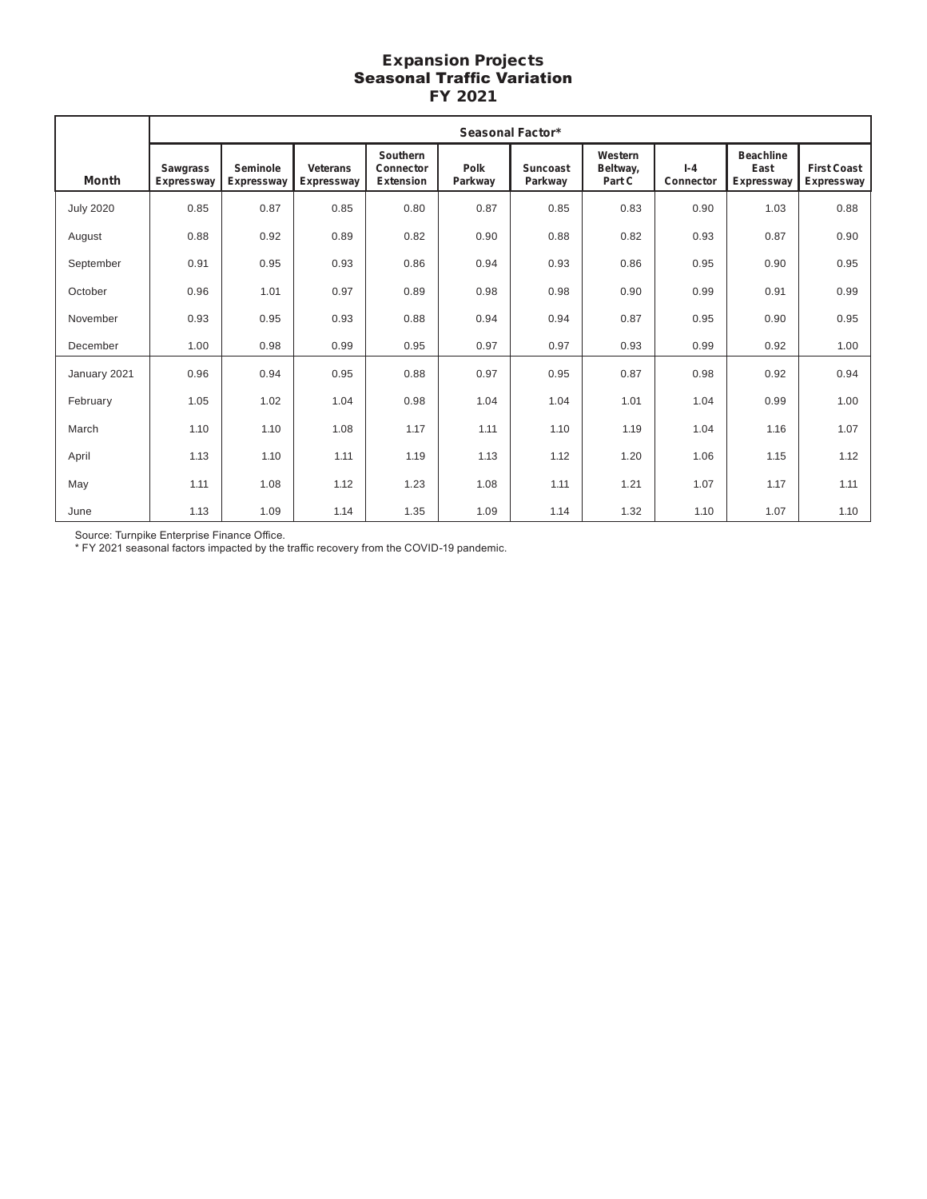# Expansion Projects
## Seasonal Traffic Variation
## FY 2021

| | Seasonal Factor* | | | | | | | | | |
|---|---|---|---|---|---|---|---|---|---|---|
| Month | Sawgrass Expressway | Seminole Expressway | Veterans Expressway | Southern Connector Extension | Polk Parkway | Suncoast Parkway | Western Beltway, Part C | I-4 Connector | Beachline East Expressway | First Coast Expressway |
| July 2020 | 0.85 | 0.87 | 0.85 | 0.80 | 0.87 | 0.85 | 0.83 | 0.90 | 1.03 | 0.88 |
| August | 0.88 | 0.92 | 0.89 | 0.82 | 0.90 | 0.88 | 0.82 | 0.93 | 0.87 | 0.90 |
| September | 0.91 | 0.95 | 0.93 | 0.86 | 0.94 | 0.93 | 0.86 | 0.95 | 0.90 | 0.95 |
| October | 0.96 | 1.01 | 0.97 | 0.89 | 0.98 | 0.98 | 0.90 | 0.99 | 0.91 | 0.99 |
| November | 0.93 | 0.95 | 0.93 | 0.88 | 0.94 | 0.94 | 0.87 | 0.95 | 0.90 | 0.95 |
| December | 1.00 | 0.98 | 0.99 | 0.95 | 0.97 | 0.97 | 0.93 | 0.99 | 0.92 | 1.00 |
| January 2021 | 0.96 | 0.94 | 0.95 | 0.88 | 0.97 | 0.95 | 0.87 | 0.98 | 0.92 | 0.94 |
| February | 1.05 | 1.02 | 1.04 | 0.98 | 1.04 | 1.04 | 1.01 | 1.04 | 0.99 | 1.00 |
| March | 1.10 | 1.10 | 1.08 | 1.17 | 1.11 | 1.10 | 1.19 | 1.04 | 1.16 | 1.07 |
| April | 1.13 | 1.10 | 1.11 | 1.19 | 1.13 | 1.12 | 1.20 | 1.06 | 1.15 | 1.12 |
| May | 1.11 | 1.08 | 1.12 | 1.23 | 1.08 | 1.11 | 1.21 | 1.07 | 1.17 | 1.11 |
| June | 1.13 | 1.09 | 1.14 | 1.35 | 1.09 | 1.14 | 1.32 | 1.10 | 1.07 | 1.10 |

Source: Turnpike Enterprise Finance Office.
* FY 2021 seasonal factors impacted by the traffic recovery from the COVID-19 pandemic.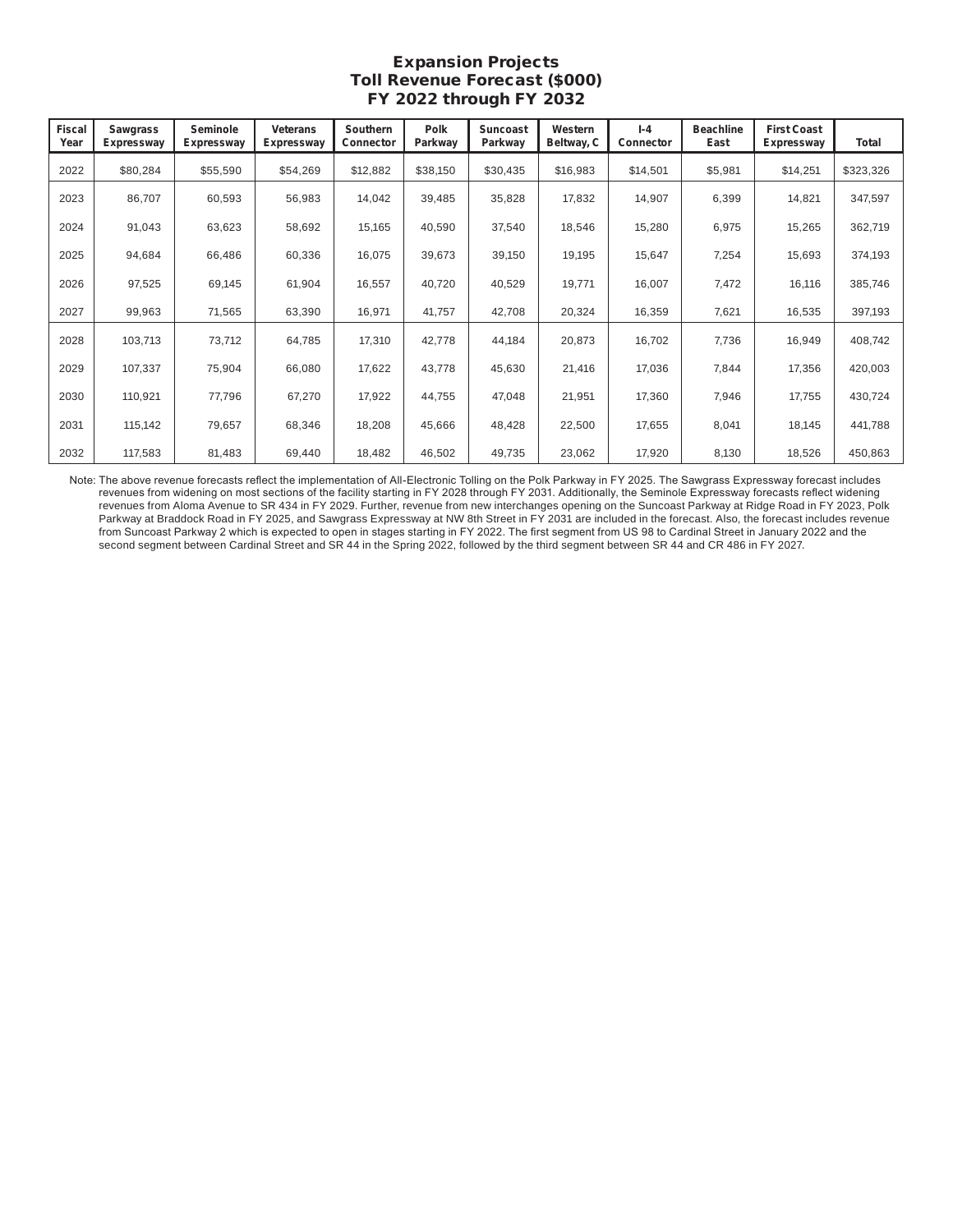## Expansion Projects
## Toll Revenue Forecast ($000)
## FY 2022 through FY 2032

| Fiscal Year | Sawgrass Expressway | Seminole Expressway | Veterans Expressway | Southern Connector | Polk Parkway | Suncoast Parkway | Western Beltway, C | I-4 Connector | Beachline East | First Coast Expressway | Total |
|---|---|---|---|---|---|---|---|---|---|---|---|
| 2022 | $80,284 | $55,590 | $54,269 | $12,882 | $38,150 | $30,435 | $16,983 | $14,501 | $5,981 | $14,251 | $323,326 |
| 2023 | 86,707 | 60,593 | 56,983 | 14,042 | 39,485 | 35,828 | 17,832 | 14,907 | 6,399 | 14,821 | 347,597 |
| 2024 | 91,043 | 63,623 | 58,692 | 15,165 | 40,590 | 37,540 | 18,546 | 15,280 | 6,975 | 15,265 | 362,719 |
| 2025 | 94,684 | 66,486 | 60,336 | 16,075 | 39,673 | 39,150 | 19,195 | 15,647 | 7,254 | 15,693 | 374,193 |
| 2026 | 97,525 | 69,145 | 61,904 | 16,557 | 40,720 | 40,529 | 19,771 | 16,007 | 7,472 | 16,116 | 385,746 |
| 2027 | 99,963 | 71,565 | 63,390 | 16,971 | 41,757 | 42,708 | 20,324 | 16,359 | 7,621 | 16,535 | 397,193 |
| 2028 | 103,713 | 73,712 | 64,785 | 17,310 | 42,778 | 44,184 | 20,873 | 16,702 | 7,736 | 16,949 | 408,742 |
| 2029 | 107,337 | 75,904 | 66,080 | 17,622 | 43,778 | 45,630 | 21,416 | 17,036 | 7,844 | 17,356 | 420,003 |
| 2030 | 110,921 | 77,796 | 67,270 | 17,922 | 44,755 | 47,048 | 21,951 | 17,360 | 7,946 | 17,755 | 430,724 |
| 2031 | 115,142 | 79,657 | 68,346 | 18,208 | 45,666 | 48,428 | 22,500 | 17,655 | 8,041 | 18,145 | 441,788 |
| 2032 | 117,583 | 81,483 | 69,440 | 18,482 | 46,502 | 49,735 | 23,062 | 17,920 | 8,130 | 18,526 | 450,863 |

Note: The above revenue forecasts reflect the implementation of All-Electronic Tolling on the Polk Parkway in FY 2025. The Sawgrass Expressway forecast includes revenues from widening on most sections of the facility starting in FY 2028 through FY 2031. Additionally, the Seminole Expressway forecasts reflect widening revenues from Aloma Avenue to SR 434 in FY 2029. Further, revenue from new interchanges opening on the Suncoast Parkway at Ridge Road in FY 2023, Polk Parkway at Braddock Road in FY 2025, and Sawgrass Expressway at NW 8th Street in FY 2031 are included in the forecast. Also, the forecast includes revenue from Suncoast Parkway 2 which is expected to open in stages starting in FY 2022. The first segment from US 98 to Cardinal Street in January 2022 and the second segment between Cardinal Street and SR 44 in the Spring 2022, followed by the third segment between SR 44 and CR 486 in FY 2027.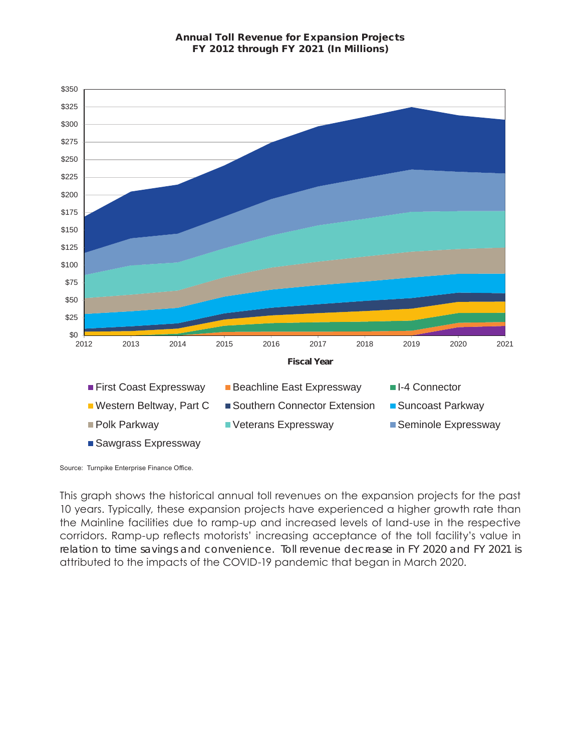**Annual Toll Revenue for Expansion Projects**
**FY 2012 through FY 2021 (In Millions)**

Source: Turnpike Enterprise Finance Office.

This graph shows the historical annual toll revenues on the expansion projects for the past 10 years. Typically, these expansion projects have experienced a higher growth rate than the Mainline facilities due to ramp-up and increased levels of land-use in the respective corridors. Ramp-up reflects motorists' increasing acceptance of the toll facility's value in relation to time savings and convenience. Toll revenue decrease in FY 2020 and FY 2021 is attributed to the impacts of the COVID-19 pandemic that began in March 2020.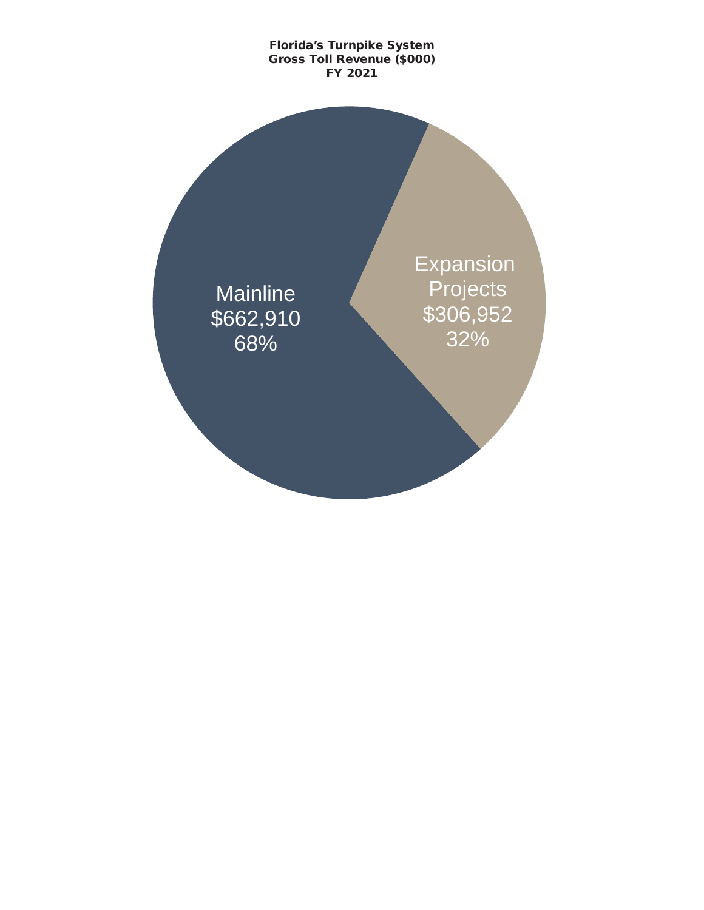**Florida's Turnpike System**
**Gross Toll Revenue ($000)**
**FY 2021**

Mainline
$662,910
68%

Expansion Projects
$306,952
32%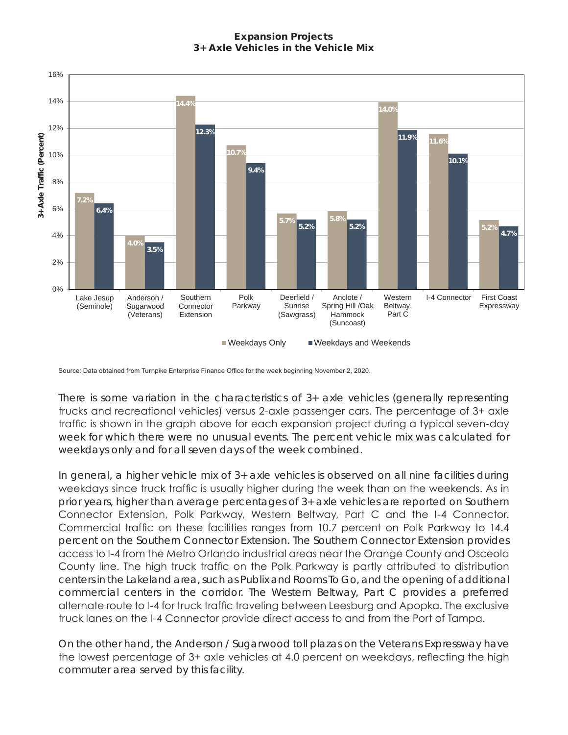**Expansion Projects**
**3+ Axle Vehicles in the Vehicle Mix**

| Facility | Weekdays Only | Weekdays and Weekends |
|---|---|---|
| Lake Jesup (Seminole) | 7.2% | 6.4% |
| Anderson / Sugarwood (Veterans) | 4.0% | 3.5% |
| Southern Connector Extension | 14.4% | 12.3% |
| Polk Parkway | 10.7% | 9.4% |
| Deerfield / Sunrise (Sawgrass) | 5.7% | 5.2% |
| Anclote / Spring Hill /Oak Hammock (Suncoast) | 5.8% | 5.2% |
| Western Beltway, Part C | 14.0% | 11.9% |
| I-4 Connector | 11.6% | 10.1% |
| First Coast Expressway | 5.2% | 4.7% |

Source: Data obtained from Turnpike Enterprise Finance Office for the week beginning November 2, 2020.

There is some variation in the characteristics of 3+ axle vehicles (generally representing trucks and recreational vehicles) versus 2-axle passenger cars. The percentage of 3+ axle traffic is shown in the graph above for each expansion project during a typical seven-day week for which there were no unusual events. The percent vehicle mix was calculated for weekdays only and for all seven days of the week combined.

In general, a higher vehicle mix of 3+ axle vehicles is observed on all nine facilities during weekdays since truck traffic is usually higher during the week than on the weekends. As in prior years, higher than average percentages of 3+ axle vehicles are reported on Southern Connector Extension, Polk Parkway, Western Beltway, Part C and the I-4 Connector. Commercial traffic on these facilities ranges from 10.7 percent on Polk Parkway to 14.4 percent on the Southern Connector Extension. The Southern Connector Extension provides access to I-4 from the Metro Orlando industrial areas near the Orange County and Osceola County line. The high truck traffic on the Polk Parkway is partly attributed to distribution centers in the Lakeland area, such as Publix and Rooms To Go, and the opening of additional commercial centers in the corridor. The Western Beltway, Part C provides a preferred alternate route to I-4 for truck traffic traveling between Leesburg and Apopka. The exclusive truck lanes on the I-4 Connector provide direct access to and from the Port of Tampa.

On the other hand, the Anderson / Sugarwood toll plazas on the Veterans Expressway have the lowest percentage of 3+ axle vehicles at 4.0 percent on weekdays, reflecting the high commuter area served by this facility.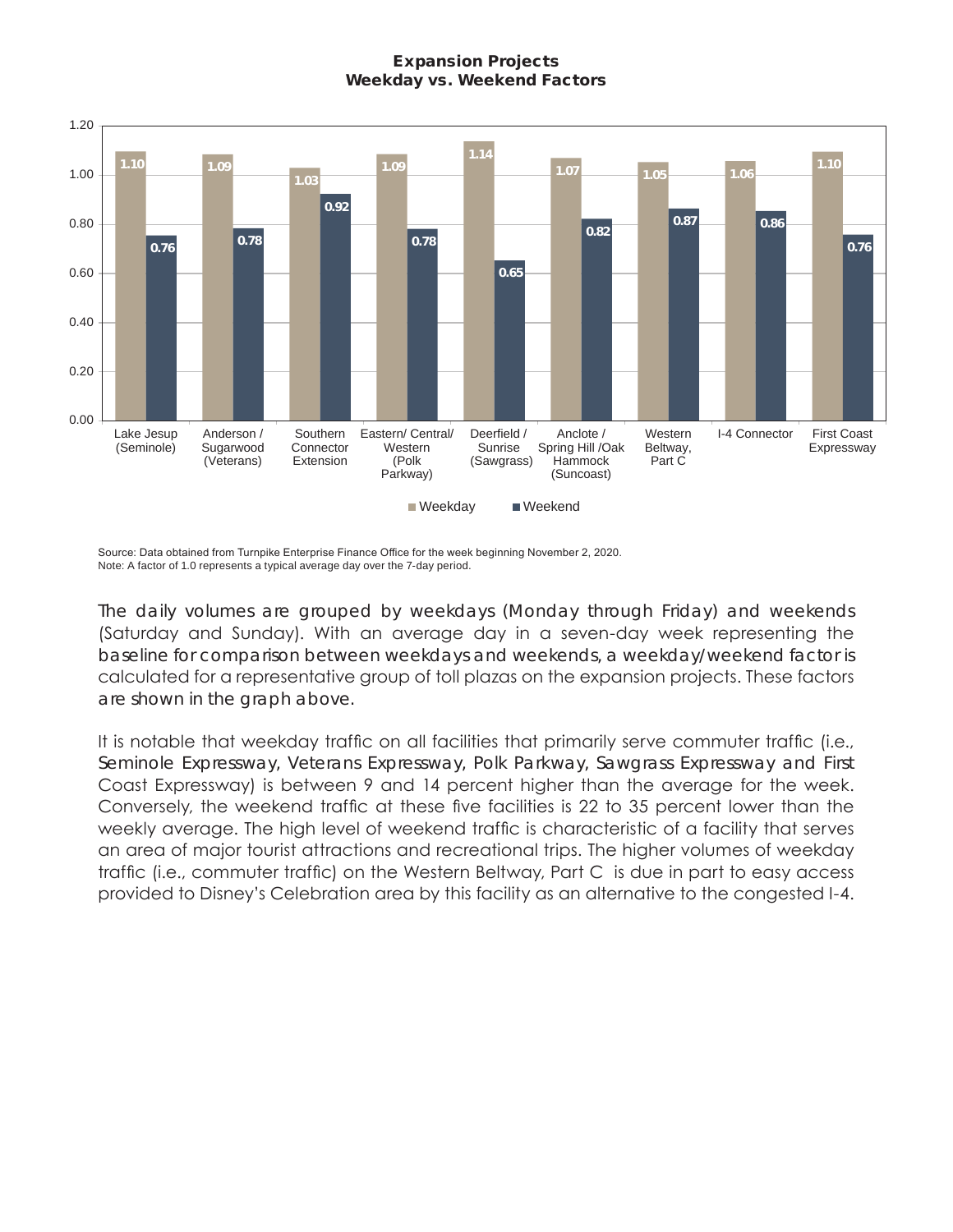**Expansion Projects**
**Weekday vs. Weekend Factors**

| Facility | Weekday | Weekend |
|---|---|---|
| Lake Jesup (Seminole) | 1.10 | 0.76 |
| Anderson / Sugarwood (Veterans) | 1.09 | 0.78 |
| Southern Connector Extension | 1.03 | 0.92 |
| Eastern/ Central/ Western (Polk Parkway) | 1.09 | 0.78 |
| Deerfield / Sunrise (Sawgrass) | 1.14 | 0.65 |
| Anclote / Spring Hill /Oak Hammock (Suncoast) | 1.07 | 0.82 |
| Western Beltway, Part C | 1.05 | 0.87 |
| I-4 Connector | 1.06 | 0.86 |
| First Coast Expressway | 1.10 | 0.76 |

Source: Data obtained from Turnpike Enterprise Finance Office for the week beginning November 2, 2020.
Note: A factor of 1.0 represents a typical average day over the 7-day period.

The daily volumes are grouped by weekdays (Monday through Friday) and weekends (Saturday and Sunday). With an average day in a seven-day week representing the baseline for comparison between weekdays and weekends, a weekday/weekend factor is calculated for a representative group of toll plazas on the expansion projects. These factors are shown in the graph above.

It is notable that weekday traffic on all facilities that primarily serve commuter traffic (i.e., Seminole Expressway, Veterans Expressway, Polk Parkway, Sawgrass Expressway and First Coast Expressway) is between 9 and 14 percent higher than the average for the week. Conversely, the weekend traffic at these five facilities is 22 to 35 percent lower than the weekly average. The high level of weekend traffic is characteristic of a facility that serves an area of major tourist attractions and recreational trips. The higher volumes of weekday traffic (i.e., commuter traffic) on the Western Beltway, Part C is due in part to easy access provided to Disney's Celebration area by this facility as an alternative to the congested I-4.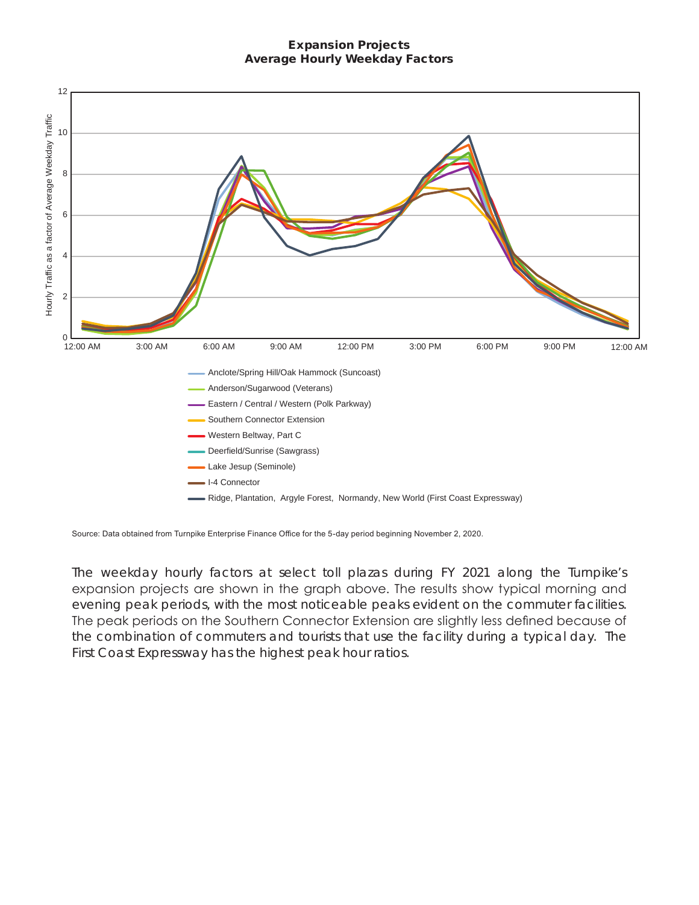**Expansion Projects**
**Average Hourly Weekday Factors**

- Anclote/Spring Hill/Oak Hammock (Suncoast)
- Anderson/Sugarwood (Veterans)
- Eastern / Central / Western (Polk Parkway)
- Southern Connector Extension
- Western Beltway, Part C
- Deerfield/Sunrise (Sawgrass)
- Lake Jesup (Seminole)
- I-4 Connector
- Ridge, Plantation, Argyle Forest, Normandy, New World (First Coast Expressway)

Source: Data obtained from Turnpike Enterprise Finance Office for the 5-day period beginning November 2, 2020.

The weekday hourly factors at select toll plazas during FY 2021 along the Turnpike's expansion projects are shown in the graph above. The results show typical morning and evening peak periods, with the most noticeable peaks evident on the commuter facilities. The peak periods on the Southern Connector Extension are slightly less defined because of the combination of commuters and tourists that use the facility during a typical day. The First Coast Expressway has the highest peak hour ratios.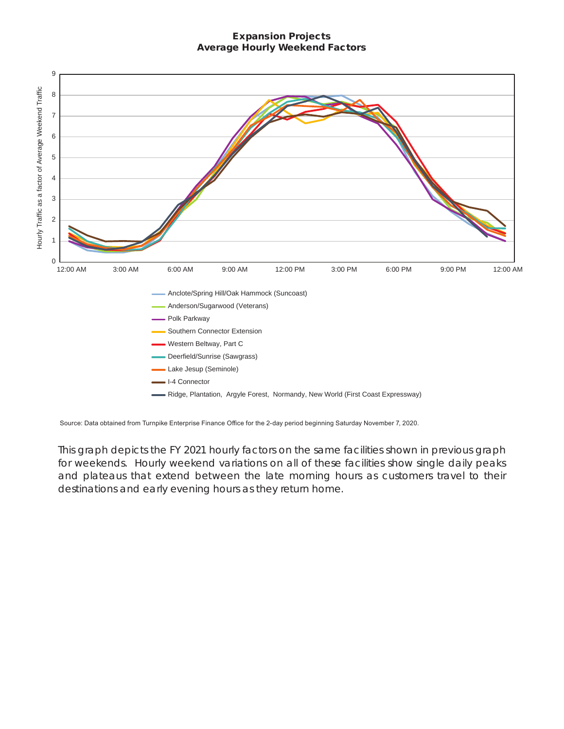**Expansion Projects**
**Average Hourly Weekend Factors**

Hourly Traffic as a factor of Average Weekend Traffic

9
8
7
6
5
4
3
2
1
0

12:00 AM
3:00 AM
6:00 AM
9:00 AM
12:00 PM
3:00 PM
6:00 PM
9:00 PM
12:00 AM

Anclote/Spring Hill/Oak Hammock (Suncoast)
Anderson/Sugarwood (Veterans)
Polk Parkway
Southern Connector Extension
Western Beltway, Part C
Deerfield/Sunrise (Sawgrass)
Lake Jesup (Seminole)
I-4 Connector
Ridge, Plantation, Argyle Forest, Normandy, New World (First Coast Expressway)

Source: Data obtained from Turnpike Enterprise Finance Office for the 2-day period beginning Saturday November 7, 2020.

This graph depicts the FY 2021 hourly factors on the same facilities shown in previous graph for weekends. Hourly weekend variations on all of these facilities show single daily peaks and plateaus that extend between the late morning hours as customers travel to their destinations and early evening hours as they return home.